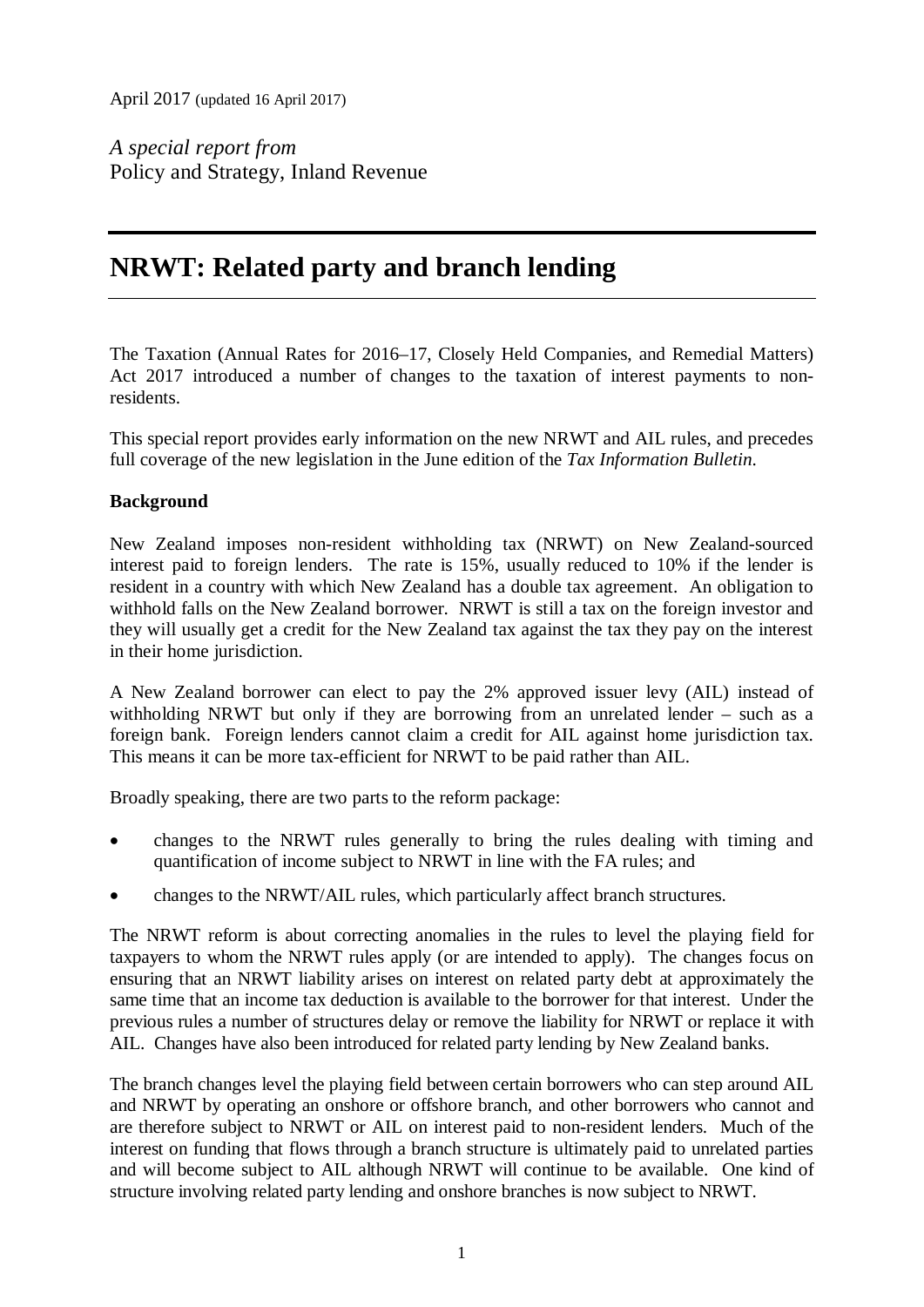April 2017 (updated 16 April 2017)

*A special report from*
Policy and Strategy, Inland Revenue

# NRWT: Related party and branch lending

The Taxation (Annual Rates for 2016–17, Closely Held Companies, and Remedial Matters) Act 2017 introduced a number of changes to the taxation of interest payments to non-residents.

This special report provides early information on the new NRWT and AIL rules, and precedes full coverage of the new legislation in the June edition of the *Tax Information Bulletin*.

**Background**

New Zealand imposes non-resident withholding tax (NRWT) on New Zealand-sourced interest paid to foreign lenders. The rate is 15%, usually reduced to 10% if the lender is resident in a country with which New Zealand has a double tax agreement. An obligation to withhold falls on the New Zealand borrower. NRWT is still a tax on the foreign investor and they will usually get a credit for the New Zealand tax against the tax they pay on the interest in their home jurisdiction.

A New Zealand borrower can elect to pay the 2% approved issuer levy (AIL) instead of withholding NRWT but only if they are borrowing from an unrelated lender – such as a foreign bank. Foreign lenders cannot claim a credit for AIL against home jurisdiction tax. This means it can be more tax-efficient for NRWT to be paid rather than AIL.

Broadly speaking, there are two parts to the reform package:

- changes to the NRWT rules generally to bring the rules dealing with timing and quantification of income subject to NRWT in line with the FA rules; and
- changes to the NRWT/AIL rules, which particularly affect branch structures.

The NRWT reform is about correcting anomalies in the rules to level the playing field for taxpayers to whom the NRWT rules apply (or are intended to apply). The changes focus on ensuring that an NRWT liability arises on interest on related party debt at approximately the same time that an income tax deduction is available to the borrower for that interest. Under the previous rules a number of structures delay or remove the liability for NRWT or replace it with AIL. Changes have also been introduced for related party lending by New Zealand banks.

The branch changes level the playing field between certain borrowers who can step around AIL and NRWT by operating an onshore or offshore branch, and other borrowers who cannot and are therefore subject to NRWT or AIL on interest paid to non-resident lenders. Much of the interest on funding that flows through a branch structure is ultimately paid to unrelated parties and will become subject to AIL although NRWT will continue to be available. One kind of structure involving related party lending and onshore branches is now subject to NRWT.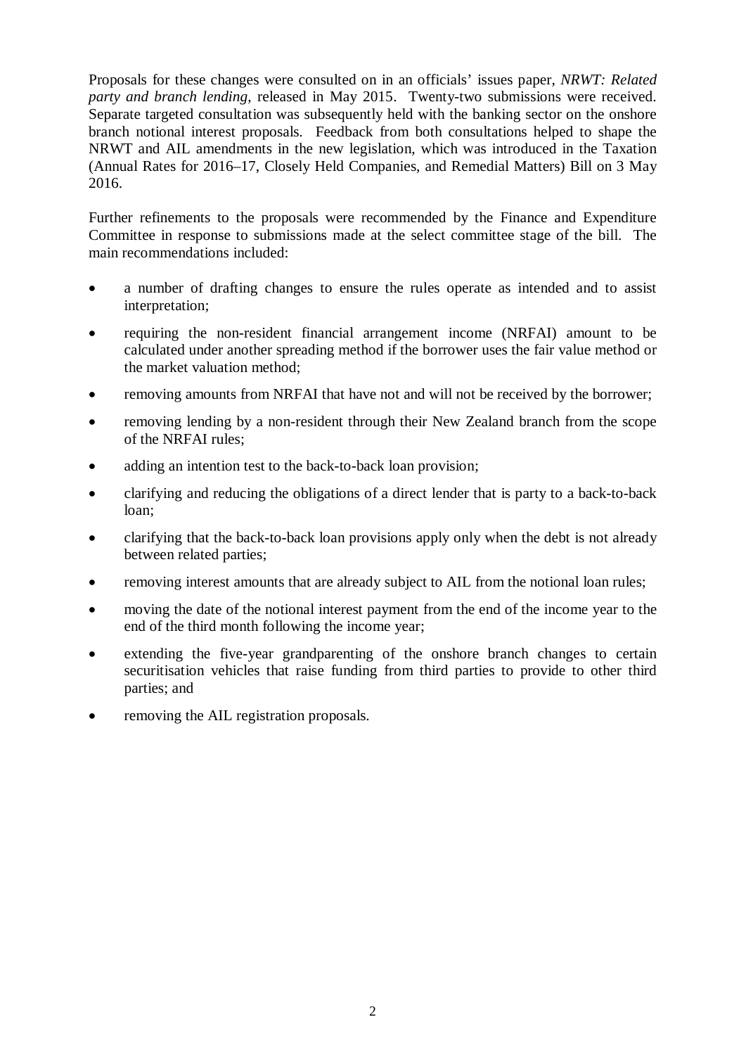Proposals for these changes were consulted on in an officials' issues paper, *NRWT: Related party and branch lending*, released in May 2015. Twenty-two submissions were received. Separate targeted consultation was subsequently held with the banking sector on the onshore branch notional interest proposals. Feedback from both consultations helped to shape the NRWT and AIL amendments in the new legislation, which was introduced in the Taxation (Annual Rates for 2016–17, Closely Held Companies, and Remedial Matters) Bill on 3 May 2016.

Further refinements to the proposals were recommended by the Finance and Expenditure Committee in response to submissions made at the select committee stage of the bill. The main recommendations included:

- a number of drafting changes to ensure the rules operate as intended and to assist interpretation;
- requiring the non-resident financial arrangement income (NRFAI) amount to be calculated under another spreading method if the borrower uses the fair value method or the market valuation method;
- removing amounts from NRFAI that have not and will not be received by the borrower;
- removing lending by a non-resident through their New Zealand branch from the scope of the NRFAI rules;
- adding an intention test to the back-to-back loan provision;
- clarifying and reducing the obligations of a direct lender that is party to a back-to-back loan;
- clarifying that the back-to-back loan provisions apply only when the debt is not already between related parties;
- removing interest amounts that are already subject to AIL from the notional loan rules;
- moving the date of the notional interest payment from the end of the income year to the end of the third month following the income year;
- extending the five-year grandparenting of the onshore branch changes to certain securitisation vehicles that raise funding from third parties to provide to other third parties; and
- removing the AIL registration proposals.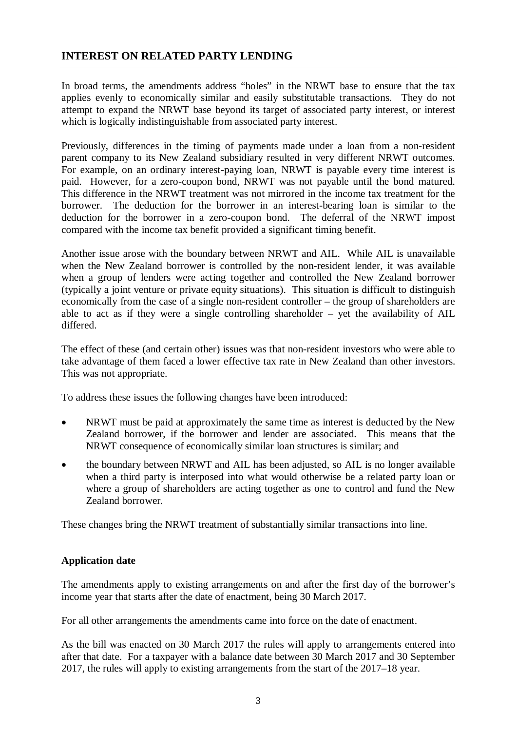## INTEREST ON RELATED PARTY LENDING

In broad terms, the amendments address "holes" in the NRWT base to ensure that the tax applies evenly to economically similar and easily substitutable transactions. They do not attempt to expand the NRWT base beyond its target of associated party interest, or interest which is logically indistinguishable from associated party interest.

Previously, differences in the timing of payments made under a loan from a non-resident parent company to its New Zealand subsidiary resulted in very different NRWT outcomes. For example, on an ordinary interest-paying loan, NRWT is payable every time interest is paid. However, for a zero-coupon bond, NRWT was not payable until the bond matured. This difference in the NRWT treatment was not mirrored in the income tax treatment for the borrower. The deduction for the borrower in an interest-bearing loan is similar to the deduction for the borrower in a zero-coupon bond. The deferral of the NRWT impost compared with the income tax benefit provided a significant timing benefit.

Another issue arose with the boundary between NRWT and AIL. While AIL is unavailable when the New Zealand borrower is controlled by the non-resident lender, it was available when a group of lenders were acting together and controlled the New Zealand borrower (typically a joint venture or private equity situations). This situation is difficult to distinguish economically from the case of a single non-resident controller – the group of shareholders are able to act as if they were a single controlling shareholder – yet the availability of AIL differed.

The effect of these (and certain other) issues was that non-resident investors who were able to take advantage of them faced a lower effective tax rate in New Zealand than other investors. This was not appropriate.

To address these issues the following changes have been introduced:

- NRWT must be paid at approximately the same time as interest is deducted by the New Zealand borrower, if the borrower and lender are associated. This means that the NRWT consequence of economically similar loan structures is similar; and
- the boundary between NRWT and AIL has been adjusted, so AIL is no longer available when a third party is interposed into what would otherwise be a related party loan or where a group of shareholders are acting together as one to control and fund the New Zealand borrower.

These changes bring the NRWT treatment of substantially similar transactions into line.

### Application date

The amendments apply to existing arrangements on and after the first day of the borrower's income year that starts after the date of enactment, being 30 March 2017.

For all other arrangements the amendments came into force on the date of enactment.

As the bill was enacted on 30 March 2017 the rules will apply to arrangements entered into after that date. For a taxpayer with a balance date between 30 March 2017 and 30 September 2017, the rules will apply to existing arrangements from the start of the 2017–18 year.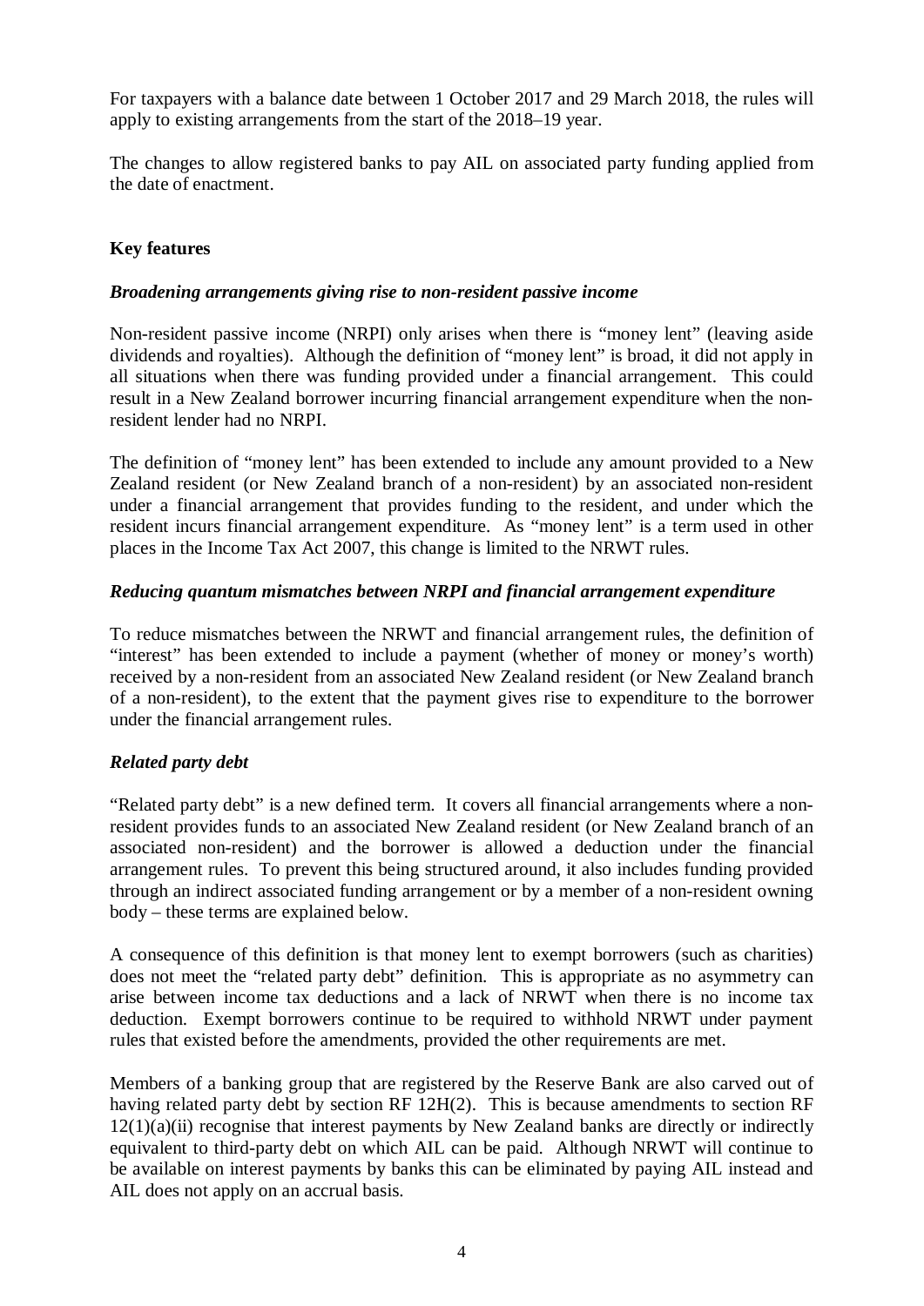For taxpayers with a balance date between 1 October 2017 and 29 March 2018, the rules will apply to existing arrangements from the start of the 2018–19 year.

The changes to allow registered banks to pay AIL on associated party funding applied from the date of enactment.

**Key features**

***Broadening arrangements giving rise to non-resident passive income***

Non-resident passive income (NRPI) only arises when there is "money lent" (leaving aside dividends and royalties). Although the definition of "money lent" is broad, it did not apply in all situations when there was funding provided under a financial arrangement. This could result in a New Zealand borrower incurring financial arrangement expenditure when the non-resident lender had no NRPI.

The definition of "money lent" has been extended to include any amount provided to a New Zealand resident (or New Zealand branch of a non-resident) by an associated non-resident under a financial arrangement that provides funding to the resident, and under which the resident incurs financial arrangement expenditure. As "money lent" is a term used in other places in the Income Tax Act 2007, this change is limited to the NRWT rules.

***Reducing quantum mismatches between NRPI and financial arrangement expenditure***

To reduce mismatches between the NRWT and financial arrangement rules, the definition of "interest" has been extended to include a payment (whether of money or money's worth) received by a non-resident from an associated New Zealand resident (or New Zealand branch of a non-resident), to the extent that the payment gives rise to expenditure to the borrower under the financial arrangement rules.

***Related party debt***

"Related party debt" is a new defined term. It covers all financial arrangements where a non-resident provides funds to an associated New Zealand resident (or New Zealand branch of an associated non-resident) and the borrower is allowed a deduction under the financial arrangement rules. To prevent this being structured around, it also includes funding provided through an indirect associated funding arrangement or by a member of a non-resident owning body – these terms are explained below.

A consequence of this definition is that money lent to exempt borrowers (such as charities) does not meet the "related party debt" definition. This is appropriate as no asymmetry can arise between income tax deductions and a lack of NRWT when there is no income tax deduction. Exempt borrowers continue to be required to withhold NRWT under payment rules that existed before the amendments, provided the other requirements are met.

Members of a banking group that are registered by the Reserve Bank are also carved out of having related party debt by section RF 12H(2). This is because amendments to section RF 12(1)(a)(ii) recognise that interest payments by New Zealand banks are directly or indirectly equivalent to third-party debt on which AIL can be paid. Although NRWT will continue to be available on interest payments by banks this can be eliminated by paying AIL instead and AIL does not apply on an accrual basis.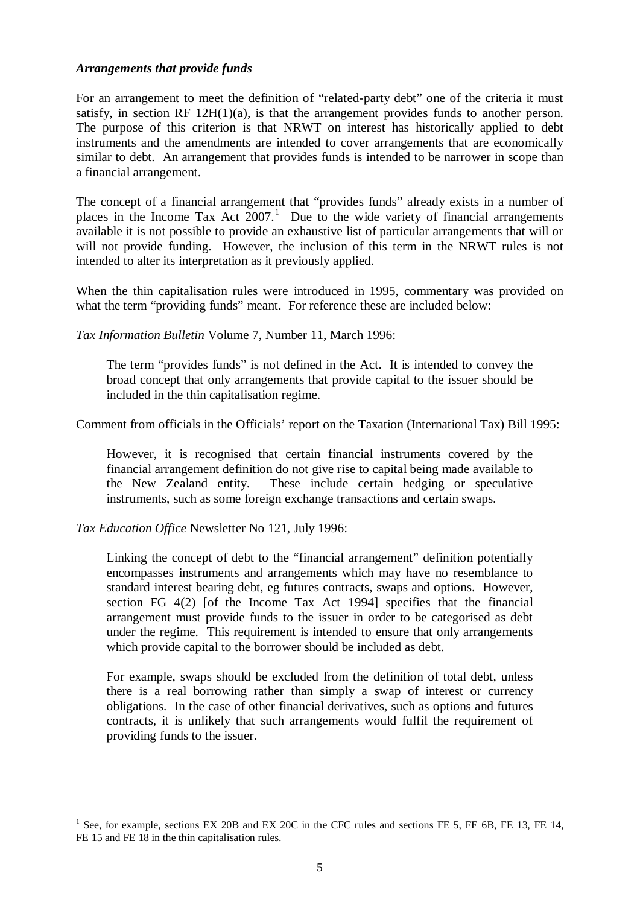### *Arrangements that provide funds*

For an arrangement to meet the definition of "related-party debt" one of the criteria it must satisfy, in section RF 12H(1)(a), is that the arrangement provides funds to another person. The purpose of this criterion is that NRWT on interest has historically applied to debt instruments and the amendments are intended to cover arrangements that are economically similar to debt. An arrangement that provides funds is intended to be narrower in scope than a financial arrangement.

The concept of a financial arrangement that "provides funds" already exists in a number of places in the Income Tax Act 2007.[1] Due to the wide variety of financial arrangements available it is not possible to provide an exhaustive list of particular arrangements that will or will not provide funding. However, the inclusion of this term in the NRWT rules is not intended to alter its interpretation as it previously applied.

When the thin capitalisation rules were introduced in 1995, commentary was provided on what the term "providing funds" meant. For reference these are included below:

*Tax Information Bulletin* Volume 7, Number 11, March 1996:

> The term "provides funds" is not defined in the Act. It is intended to convey the broad concept that only arrangements that provide capital to the issuer should be included in the thin capitalisation regime.

Comment from officials in the Officials' report on the Taxation (International Tax) Bill 1995:

> However, it is recognised that certain financial instruments covered by the financial arrangement definition do not give rise to capital being made available to the New Zealand entity. These include certain hedging or speculative instruments, such as some foreign exchange transactions and certain swaps.

*Tax Education Office* Newsletter No 121, July 1996:

> Linking the concept of debt to the "financial arrangement" definition potentially encompasses instruments and arrangements which may have no resemblance to standard interest bearing debt, eg futures contracts, swaps and options. However, section FG 4(2) [of the Income Tax Act 1994] specifies that the financial arrangement must provide funds to the issuer in order to be categorised as debt under the regime. This requirement is intended to ensure that only arrangements which provide capital to the borrower should be included as debt.
>
> For example, swaps should be excluded from the definition of total debt, unless there is a real borrowing rather than simply a swap of interest or currency obligations. In the case of other financial derivatives, such as options and futures contracts, it is unlikely that such arrangements would fulfil the requirement of providing funds to the issuer.

---

[1] See, for example, sections EX 20B and EX 20C in the CFC rules and sections FE 5, FE 6B, FE 13, FE 14, FE 15 and FE 18 in the thin capitalisation rules.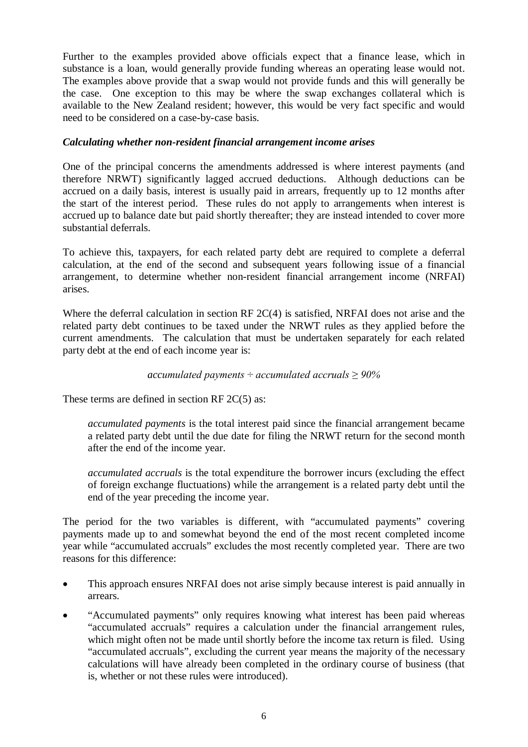Further to the examples provided above officials expect that a finance lease, which in substance is a loan, would generally provide funding whereas an operating lease would not. The examples above provide that a swap would not provide funds and this will generally be the case. One exception to this may be where the swap exchanges collateral which is available to the New Zealand resident; however, this would be very fact specific and would need to be considered on a case-by-case basis.

***Calculating whether non-resident financial arrangement income arises***

One of the principal concerns the amendments addressed is where interest payments (and therefore NRWT) significantly lagged accrued deductions. Although deductions can be accrued on a daily basis, interest is usually paid in arrears, frequently up to 12 months after the start of the interest period. These rules do not apply to arrangements when interest is accrued up to balance date but paid shortly thereafter; they are instead intended to cover more substantial deferrals.

To achieve this, taxpayers, for each related party debt are required to complete a deferral calculation, at the end of the second and subsequent years following issue of a financial arrangement, to determine whether non-resident financial arrangement income (NRFAI) arises.

Where the deferral calculation in section RF 2C(4) is satisfied, NRFAI does not arise and the related party debt continues to be taxed under the NRWT rules as they applied before the current amendments. The calculation that must be undertaken separately for each related party debt at the end of each income year is:

$$\textit{accumulated payments} \div \textit{accumulated accruals} \geq 90\%$$

These terms are defined in section RF 2C(5) as:

> *accumulated payments* is the total interest paid since the financial arrangement became a related party debt until the due date for filing the NRWT return for the second month after the end of the income year.
>
> *accumulated accruals* is the total expenditure the borrower incurs (excluding the effect of foreign exchange fluctuations) while the arrangement is a related party debt until the end of the year preceding the income year.

The period for the two variables is different, with "accumulated payments" covering payments made up to and somewhat beyond the end of the most recent completed income year while "accumulated accruals" excludes the most recently completed year. There are two reasons for this difference:

- This approach ensures NRFAI does not arise simply because interest is paid annually in arrears.
- "Accumulated payments" only requires knowing what interest has been paid whereas "accumulated accruals" requires a calculation under the financial arrangement rules, which might often not be made until shortly before the income tax return is filed. Using "accumulated accruals", excluding the current year means the majority of the necessary calculations will have already been completed in the ordinary course of business (that is, whether or not these rules were introduced).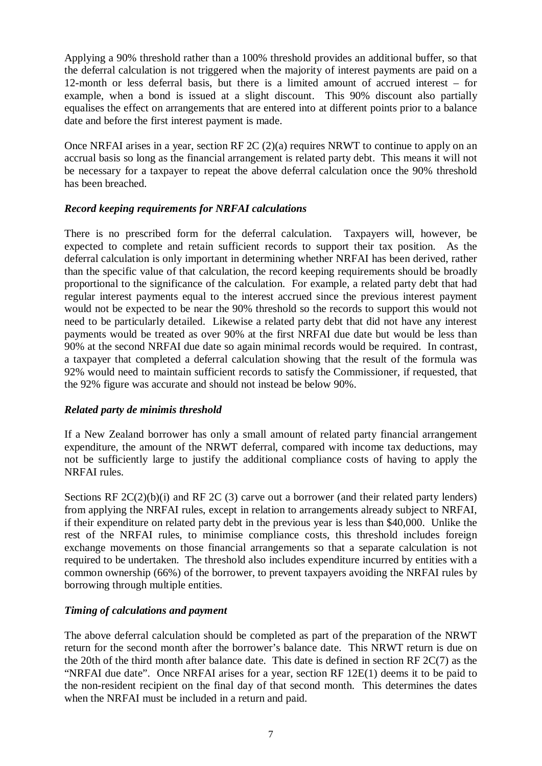Applying a 90% threshold rather than a 100% threshold provides an additional buffer, so that the deferral calculation is not triggered when the majority of interest payments are paid on a 12-month or less deferral basis, but there is a limited amount of accrued interest – for example, when a bond is issued at a slight discount. This 90% discount also partially equalises the effect on arrangements that are entered into at different points prior to a balance date and before the first interest payment is made.

Once NRFAI arises in a year, section RF 2C (2)(a) requires NRWT to continue to apply on an accrual basis so long as the financial arrangement is related party debt. This means it will not be necessary for a taxpayer to repeat the above deferral calculation once the 90% threshold has been breached.

### *Record keeping requirements for NRFAI calculations*

There is no prescribed form for the deferral calculation. Taxpayers will, however, be expected to complete and retain sufficient records to support their tax position. As the deferral calculation is only important in determining whether NRFAI has been derived, rather than the specific value of that calculation, the record keeping requirements should be broadly proportional to the significance of the calculation. For example, a related party debt that had regular interest payments equal to the interest accrued since the previous interest payment would not be expected to be near the 90% threshold so the records to support this would not need to be particularly detailed. Likewise a related party debt that did not have any interest payments would be treated as over 90% at the first NRFAI due date but would be less than 90% at the second NRFAI due date so again minimal records would be required. In contrast, a taxpayer that completed a deferral calculation showing that the result of the formula was 92% would need to maintain sufficient records to satisfy the Commissioner, if requested, that the 92% figure was accurate and should not instead be below 90%.

### *Related party de minimis threshold*

If a New Zealand borrower has only a small amount of related party financial arrangement expenditure, the amount of the NRWT deferral, compared with income tax deductions, may not be sufficiently large to justify the additional compliance costs of having to apply the NRFAI rules.

Sections RF 2C(2)(b)(i) and RF 2C (3) carve out a borrower (and their related party lenders) from applying the NRFAI rules, except in relation to arrangements already subject to NRFAI, if their expenditure on related party debt in the previous year is less than $40,000. Unlike the rest of the NRFAI rules, to minimise compliance costs, this threshold includes foreign exchange movements on those financial arrangements so that a separate calculation is not required to be undertaken. The threshold also includes expenditure incurred by entities with a common ownership (66%) of the borrower, to prevent taxpayers avoiding the NRFAI rules by borrowing through multiple entities.

### *Timing of calculations and payment*

The above deferral calculation should be completed as part of the preparation of the NRWT return for the second month after the borrower's balance date. This NRWT return is due on the 20th of the third month after balance date. This date is defined in section RF 2C(7) as the "NRFAI due date". Once NRFAI arises for a year, section RF 12E(1) deems it to be paid to the non-resident recipient on the final day of that second month. This determines the dates when the NRFAI must be included in a return and paid.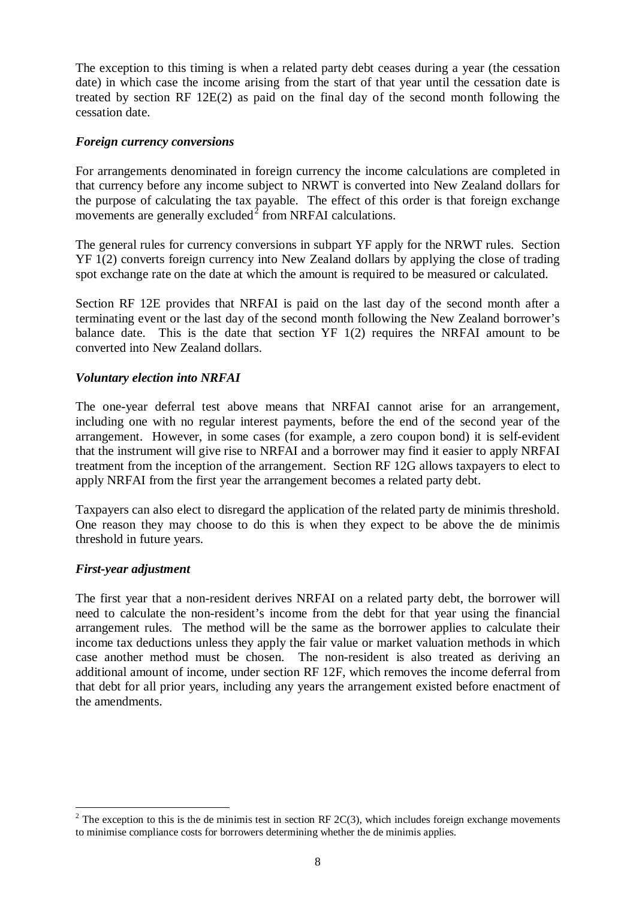The exception to this timing is when a related party debt ceases during a year (the cessation date) in which case the income arising from the start of that year until the cessation date is treated by section RF 12E(2) as paid on the final day of the second month following the cessation date.

### *Foreign currency conversions*

For arrangements denominated in foreign currency the income calculations are completed in that currency before any income subject to NRWT is converted into New Zealand dollars for the purpose of calculating the tax payable. The effect of this order is that foreign exchange movements are generally excluded[2] from NRFAI calculations.

The general rules for currency conversions in subpart YF apply for the NRWT rules. Section YF 1(2) converts foreign currency into New Zealand dollars by applying the close of trading spot exchange rate on the date at which the amount is required to be measured or calculated.

Section RF 12E provides that NRFAI is paid on the last day of the second month after a terminating event or the last day of the second month following the New Zealand borrower's balance date. This is the date that section YF 1(2) requires the NRFAI amount to be converted into New Zealand dollars.

### *Voluntary election into NRFAI*

The one-year deferral test above means that NRFAI cannot arise for an arrangement, including one with no regular interest payments, before the end of the second year of the arrangement. However, in some cases (for example, a zero coupon bond) it is self-evident that the instrument will give rise to NRFAI and a borrower may find it easier to apply NRFAI treatment from the inception of the arrangement. Section RF 12G allows taxpayers to elect to apply NRFAI from the first year the arrangement becomes a related party debt.

Taxpayers can also elect to disregard the application of the related party de minimis threshold. One reason they may choose to do this is when they expect to be above the de minimis threshold in future years.

### *First-year adjustment*

The first year that a non-resident derives NRFAI on a related party debt, the borrower will need to calculate the non-resident's income from the debt for that year using the financial arrangement rules. The method will be the same as the borrower applies to calculate their income tax deductions unless they apply the fair value or market valuation methods in which case another method must be chosen. The non-resident is also treated as deriving an additional amount of income, under section RF 12F, which removes the income deferral from that debt for all prior years, including any years the arrangement existed before enactment of the amendments.

---

[2] The exception to this is the de minimis test in section RF 2C(3), which includes foreign exchange movements to minimise compliance costs for borrowers determining whether the de minimis applies.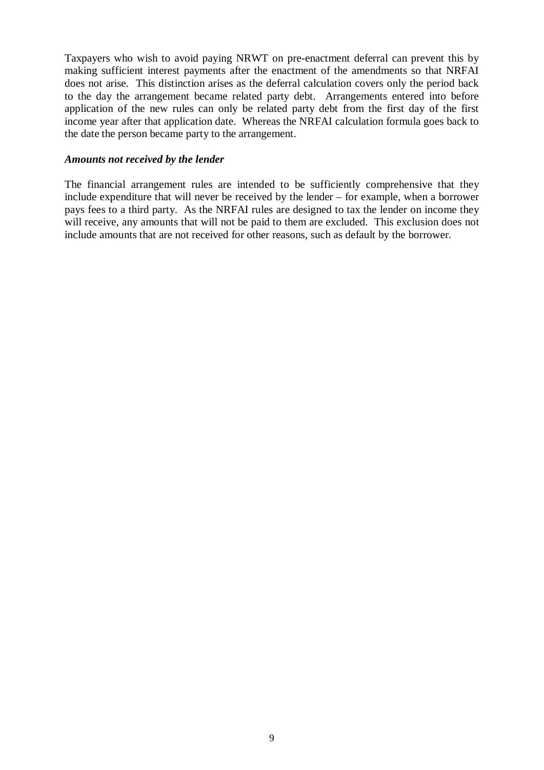Taxpayers who wish to avoid paying NRWT on pre-enactment deferral can prevent this by making sufficient interest payments after the enactment of the amendments so that NRFAI does not arise. This distinction arises as the deferral calculation covers only the period back to the day the arrangement became related party debt. Arrangements entered into before application of the new rules can only be related party debt from the first day of the first income year after that application date. Whereas the NRFAI calculation formula goes back to the date the person became party to the arrangement.

***Amounts not received by the lender***

The financial arrangement rules are intended to be sufficiently comprehensive that they include expenditure that will never be received by the lender – for example, when a borrower pays fees to a third party. As the NRFAI rules are designed to tax the lender on income they will receive, any amounts that will not be paid to them are excluded. This exclusion does not include amounts that are not received for other reasons, such as default by the borrower.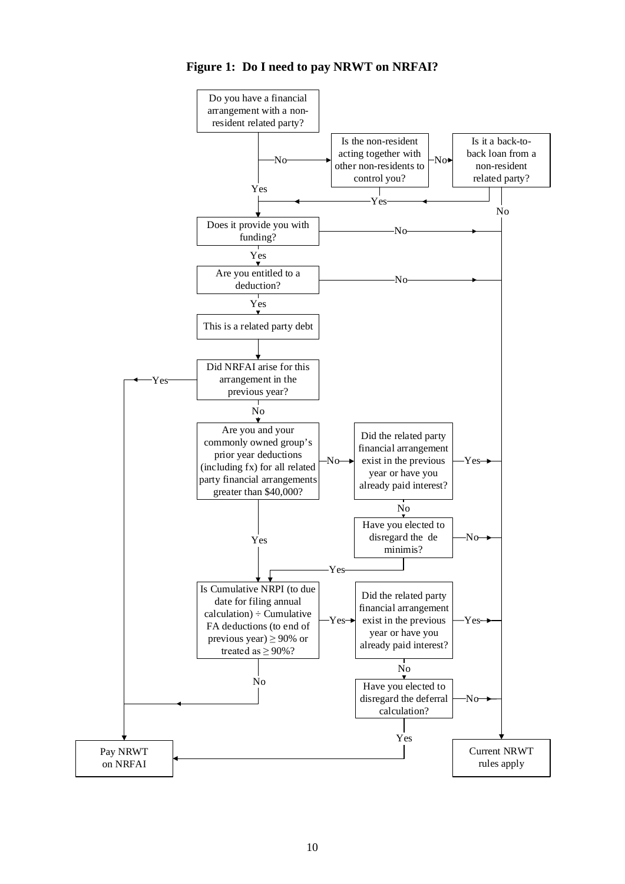**Figure 1: Do I need to pay NRWT on NRFAI?**

1. Do you have a financial arrangement with a non-resident related party?
   - Yes → go to 4
   - No → go to 2
2. Is the non-resident acting together with other non-residents to control you?
   - Yes → go to 4
   - No → go to 3
3. Is it a back-to-back loan from a non-resident related party?
   - Yes → go to 4
   - No → Current NRWT rules apply
4. Does it provide you with funding?
   - Yes → go to 5
   - No → Current NRWT rules apply
5. Are you entitled to a deduction?
   - Yes → This is a related party debt → go to 6
   - No → Current NRWT rules apply
6. Did NRFAI arise for this arrangement in the previous year?
   - Yes → Pay NRWT on NRFAI
   - No → go to 7
7. Are you and your commonly owned group's prior year deductions (including fx) for all related party financial arrangements greater than $40,000?
   - Yes → go to 10
   - No → go to 8
8. Did the related party financial arrangement exist in the previous year or have you already paid interest?
   - Yes → Current NRWT rules apply
   - No → go to 9
9. Have you elected to disregard the de minimis?
   - Yes → go to 10
   - No → Current NRWT rules apply
10. Is Cumulative NRPI (to due date for filing annual calculation) ÷ Cumulative FA deductions (to end of previous year) ≥ 90% or treated as ≥ 90%?
    - Yes → go to 11
    - No → Pay NRWT on NRFAI
11. Did the related party financial arrangement exist in the previous year or have you already paid interest?
    - Yes → Current NRWT rules apply
    - No → go to 12
12. Have you elected to disregard the deferral calculation?
    - Yes → Pay NRWT on NRFAI
    - No → Current NRWT rules apply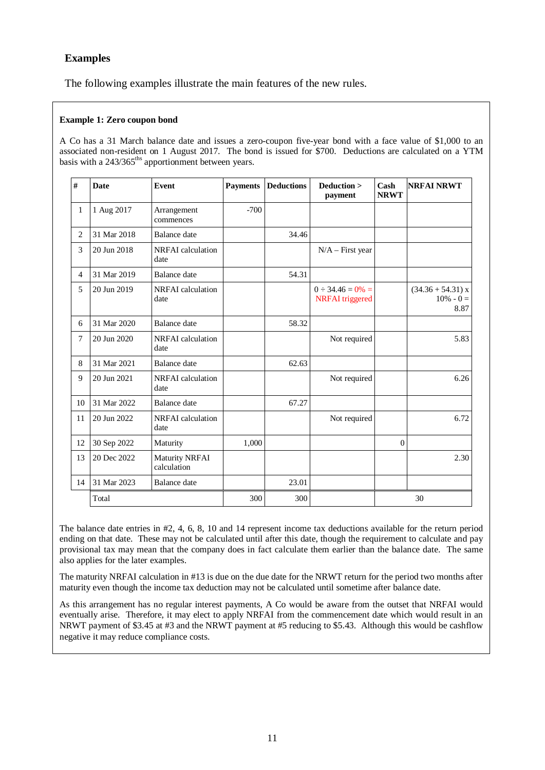## Examples

The following examples illustrate the main features of the new rules.

**Example 1: Zero coupon bond**

A Co has a 31 March balance date and issues a zero-coupon five-year bond with a face value of $1,000 to an associated non-resident on 1 August 2017. The bond is issued for $700. Deductions are calculated on a YTM basis with a 243/365[ths] apportionment between years.

| # | Date | Event | Payments | Deductions | Deduction > payment | Cash NRWT | NRFAI NRWT |
|---|---|---|---|---|---|---|---|
| 1 | 1 Aug 2017 | Arrangement commences | -700 | | | | |
| 2 | 31 Mar 2018 | Balance date | | 34.46 | | | |
| 3 | 20 Jun 2018 | NRFAI calculation date | | | N/A – First year | | |
| 4 | 31 Mar 2019 | Balance date | | 54.31 | | | |
| 5 | 20 Jun 2019 | NRFAI calculation date | | | 0 ÷ 34.46 = 0% = NRFAI triggered | | (34.36 + 54.31) x 10% - 0 = 8.87 |
| 6 | 31 Mar 2020 | Balance date | | 58.32 | | | |
| 7 | 20 Jun 2020 | NRFAI calculation date | | | Not required | | 5.83 |
| 8 | 31 Mar 2021 | Balance date | | 62.63 | | | |
| 9 | 20 Jun 2021 | NRFAI calculation date | | | Not required | | 6.26 |
| 10 | 31 Mar 2022 | Balance date | | 67.27 | | | |
| 11 | 20 Jun 2022 | NRFAI calculation date | | | Not required | | 6.72 |
| 12 | 30 Sep 2022 | Maturity | 1,000 | | | 0 | |
| 13 | 20 Dec 2022 | Maturity NRFAI calculation | | | | | 2.30 |
| 14 | 31 Mar 2023 | Balance date | | 23.01 | | | |
| | Total | | 300 | 300 | | 30 | |

The balance date entries in #2, 4, 6, 8, 10 and 14 represent income tax deductions available for the return period ending on that date. These may not be calculated until after this date, though the requirement to calculate and pay provisional tax may mean that the company does in fact calculate them earlier than the balance date. The same also applies for the later examples.

The maturity NRFAI calculation in #13 is due on the due date for the NRWT return for the period two months after maturity even though the income tax deduction may not be calculated until sometime after balance date.

As this arrangement has no regular interest payments, A Co would be aware from the outset that NRFAI would eventually arise. Therefore, it may elect to apply NRFAI from the commencement date which would result in an NRWT payment of $3.45 at #3 and the NRWT payment at #5 reducing to $5.43. Although this would be cashflow negative it may reduce compliance costs.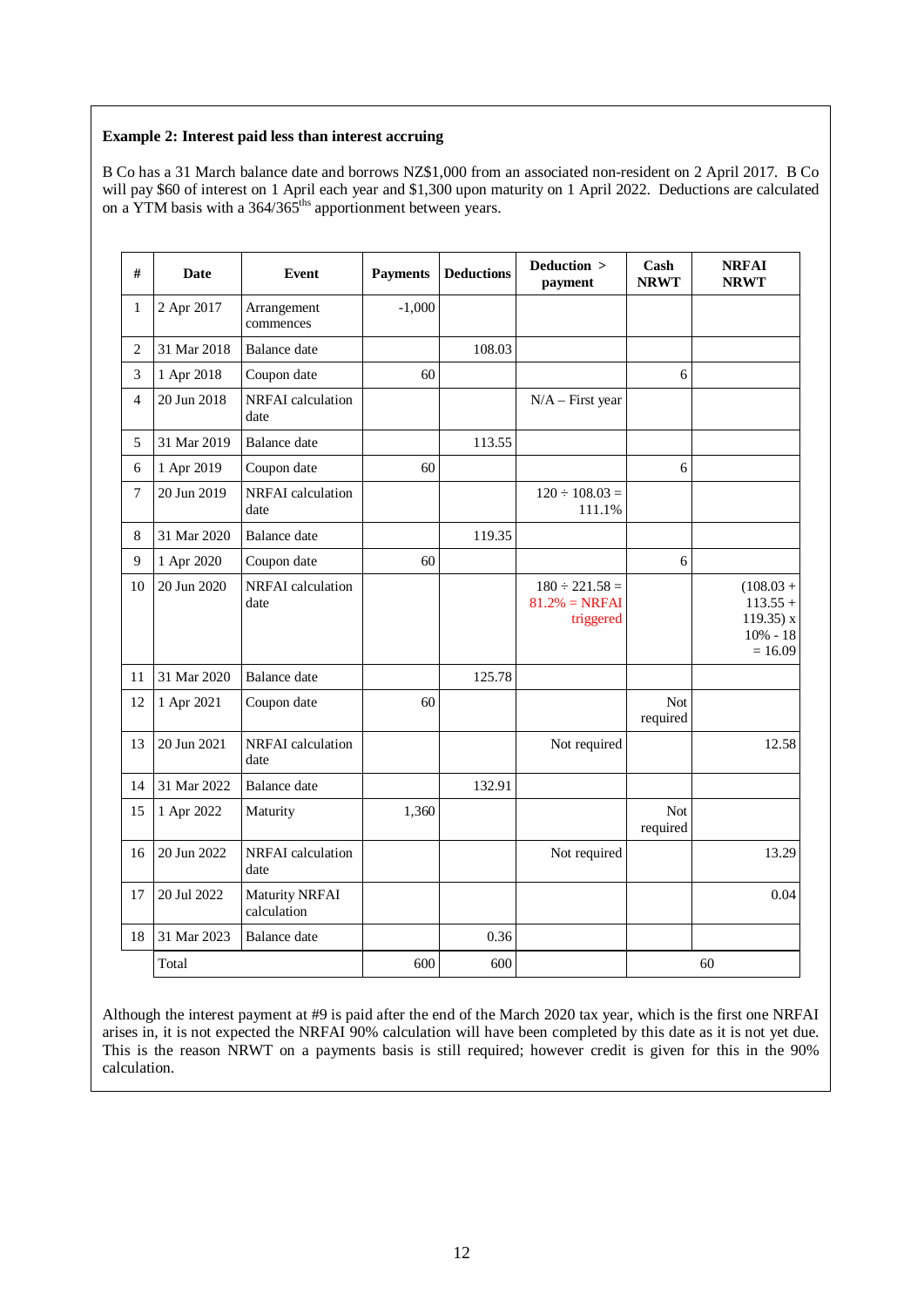**Example 2: Interest paid less than interest accruing**

B Co has a 31 March balance date and borrows NZ$1,000 from an associated non-resident on 2 April 2017. B Co will pay $60 of interest on 1 April each year and $1,300 upon maturity on 1 April 2022. Deductions are calculated on a YTM basis with a 364/365[ths] apportionment between years.

| # | Date | Event | Payments | Deductions | Deduction > payment | Cash NRWT | NRFAI NRWT |
|---|---|---|---|---|---|---|---|
| 1 | 2 Apr 2017 | Arrangement commences | -1,000 | | | | |
| 2 | 31 Mar 2018 | Balance date | | 108.03 | | | |
| 3 | 1 Apr 2018 | Coupon date | 60 | | | 6 | |
| 4 | 20 Jun 2018 | NRFAI calculation date | | | N/A – First year | | |
| 5 | 31 Mar 2019 | Balance date | | 113.55 | | | |
| 6 | 1 Apr 2019 | Coupon date | 60 | | | 6 | |
| 7 | 20 Jun 2019 | NRFAI calculation date | | | 120 ÷ 108.03 = 111.1% | | |
| 8 | 31 Mar 2020 | Balance date | | 119.35 | | | |
| 9 | 1 Apr 2020 | Coupon date | 60 | | | 6 | |
| 10 | 20 Jun 2020 | NRFAI calculation date | | | 180 ÷ 221.58 = 81.2% = NRFAI triggered | | (108.03 + 113.55 + 119.35) x 10% - 18 = 16.09 |
| 11 | 31 Mar 2020 | Balance date | | 125.78 | | | |
| 12 | 1 Apr 2021 | Coupon date | 60 | | | Not required | |
| 13 | 20 Jun 2021 | NRFAI calculation date | | | Not required | | 12.58 |
| 14 | 31 Mar 2022 | Balance date | | 132.91 | | | |
| 15 | 1 Apr 2022 | Maturity | 1,360 | | | Not required | |
| 16 | 20 Jun 2022 | NRFAI calculation date | | | Not required | | 13.29 |
| 17 | 20 Jul 2022 | Maturity NRFAI calculation | | | | | 0.04 |
| 18 | 31 Mar 2023 | Balance date | | 0.36 | | | |
| | Total | | 600 | 600 | | 60 | |

Although the interest payment at #9 is paid after the end of the March 2020 tax year, which is the first one NRFAI arises in, it is not expected the NRFAI 90% calculation will have been completed by this date as it is not yet due. This is the reason NRWT on a payments basis is still required; however credit is given for this in the 90% calculation.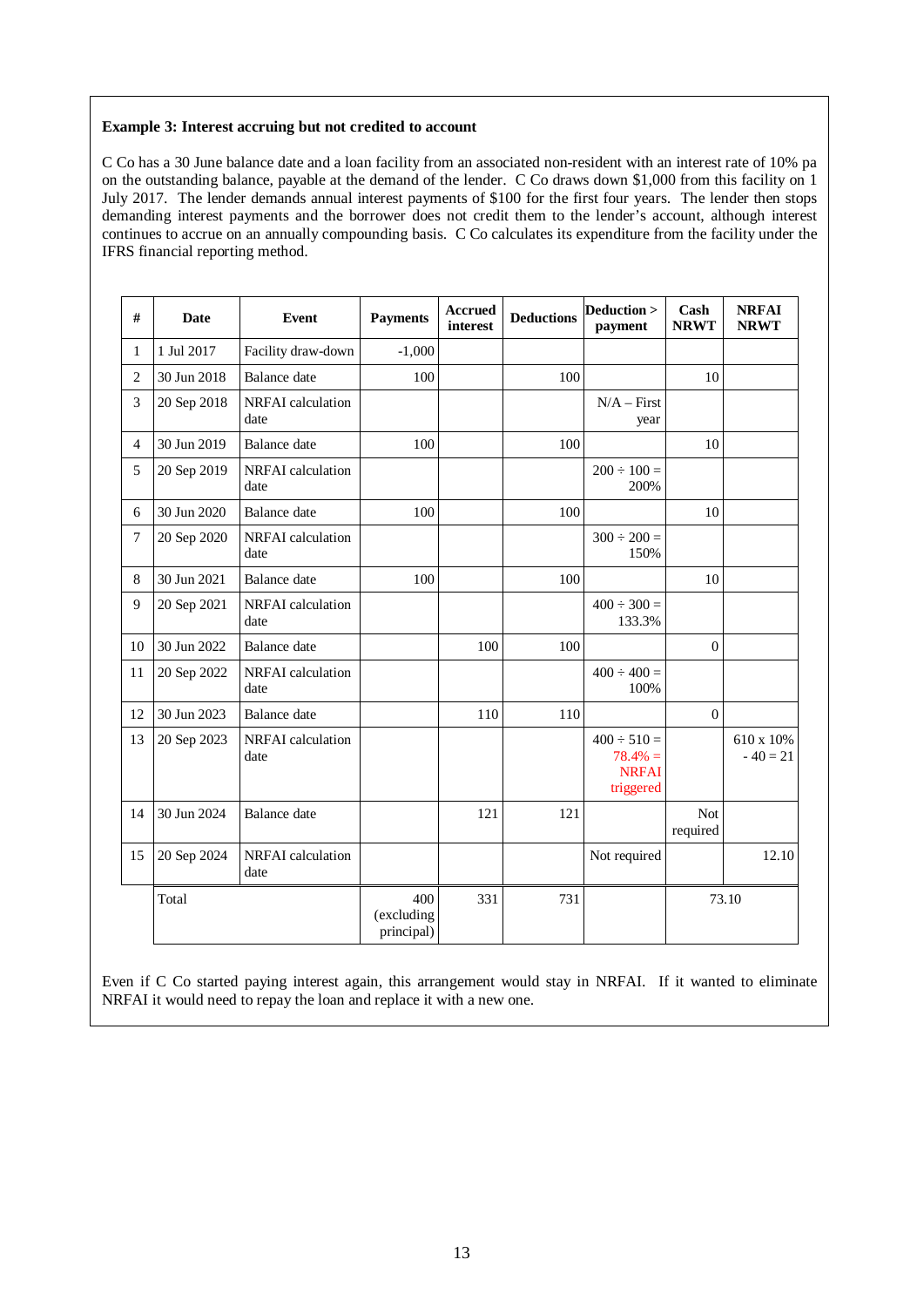**Example 3: Interest accruing but not credited to account**

C Co has a 30 June balance date and a loan facility from an associated non-resident with an interest rate of 10% pa on the outstanding balance, payable at the demand of the lender. C Co draws down $1,000 from this facility on 1 July 2017. The lender demands annual interest payments of $100 for the first four years. The lender then stops demanding interest payments and the borrower does not credit them to the lender's account, although interest continues to accrue on an annually compounding basis. C Co calculates its expenditure from the facility under the IFRS financial reporting method.

| # | Date | Event | Payments | Accrued interest | Deductions | Deduction > payment | Cash NRWT | NRFAI NRWT |
|---|---|---|---|---|---|---|---|---|
| 1 | 1 Jul 2017 | Facility draw-down | -1,000 | | | | | |
| 2 | 30 Jun 2018 | Balance date | 100 | | 100 | | 10 | |
| 3 | 20 Sep 2018 | NRFAI calculation date | | | | N/A – First year | | |
| 4 | 30 Jun 2019 | Balance date | 100 | | 100 | | 10 | |
| 5 | 20 Sep 2019 | NRFAI calculation date | | | | 200 ÷ 100 = 200% | | |
| 6 | 30 Jun 2020 | Balance date | 100 | | 100 | | 10 | |
| 7 | 20 Sep 2020 | NRFAI calculation date | | | | 300 ÷ 200 = 150% | | |
| 8 | 30 Jun 2021 | Balance date | 100 | | 100 | | 10 | |
| 9 | 20 Sep 2021 | NRFAI calculation date | | | | 400 ÷ 300 = 133.3% | | |
| 10 | 30 Jun 2022 | Balance date | | 100 | 100 | | 0 | |
| 11 | 20 Sep 2022 | NRFAI calculation date | | | | 400 ÷ 400 = 100% | | |
| 12 | 30 Jun 2023 | Balance date | | 110 | 110 | | 0 | |
| 13 | 20 Sep 2023 | NRFAI calculation date | | | | 400 ÷ 510 = 78.4% = NRFAI triggered | | 610 x 10% - 40 = 21 |
| 14 | 30 Jun 2024 | Balance date | | 121 | 121 | | Not required | |
| 15 | 20 Sep 2024 | NRFAI calculation date | | | | Not required | | 12.10 |
| | Total | | 400 (excluding principal) | 331 | 731 | | 73.10 | |

Even if C Co started paying interest again, this arrangement would stay in NRFAI. If it wanted to eliminate NRFAI it would need to repay the loan and replace it with a new one.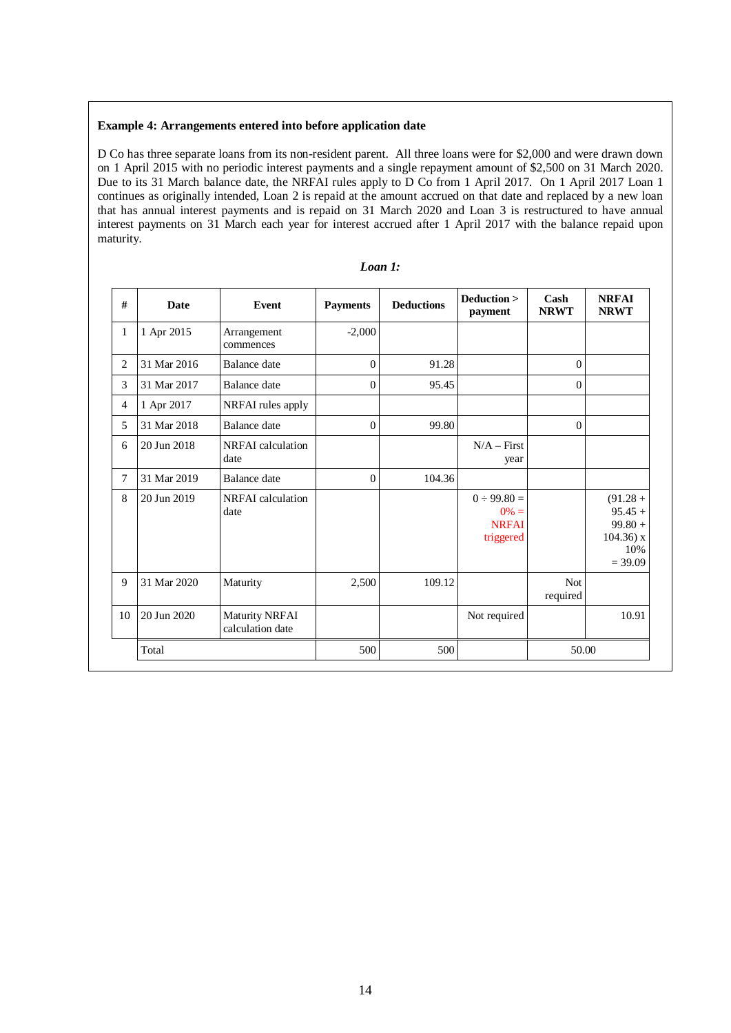**Example 4: Arrangements entered into before application date**

D Co has three separate loans from its non-resident parent. All three loans were for $2,000 and were drawn down on 1 April 2015 with no periodic interest payments and a single repayment amount of $2,500 on 31 March 2020. Due to its 31 March balance date, the NRFAI rules apply to D Co from 1 April 2017. On 1 April 2017 Loan 1 continues as originally intended, Loan 2 is repaid at the amount accrued on that date and replaced by a new loan that has annual interest payments and is repaid on 31 March 2020 and Loan 3 is restructured to have annual interest payments on 31 March each year for interest accrued after 1 April 2017 with the balance repaid upon maturity.

***Loan 1:***

| # | Date | Event | Payments | Deductions | Deduction > payment | Cash NRWT | NRFAI NRWT |
|---|---|---|---|---|---|---|---|
| 1 | 1 Apr 2015 | Arrangement commences | -2,000 | | | | |
| 2 | 31 Mar 2016 | Balance date | 0 | 91.28 | | 0 | |
| 3 | 31 Mar 2017 | Balance date | 0 | 95.45 | | 0 | |
| 4 | 1 Apr 2017 | NRFAI rules apply | | | | | |
| 5 | 31 Mar 2018 | Balance date | 0 | 99.80 | | 0 | |
| 6 | 20 Jun 2018 | NRFAI calculation date | | | N/A – First year | | |
| 7 | 31 Mar 2019 | Balance date | 0 | 104.36 | | | |
| 8 | 20 Jun 2019 | NRFAI calculation date | | | 0 ÷ 99.80 = 0% = NRFAI triggered | | (91.28 + 95.45 + 99.80 + 104.36) x 10% = 39.09 |
| 9 | 31 Mar 2020 | Maturity | 2,500 | 109.12 | | Not required | |
| 10 | 20 Jun 2020 | Maturity NRFAI calculation date | | | Not required | | 10.91 |
| | Total | | 500 | 500 | | 50.00 | |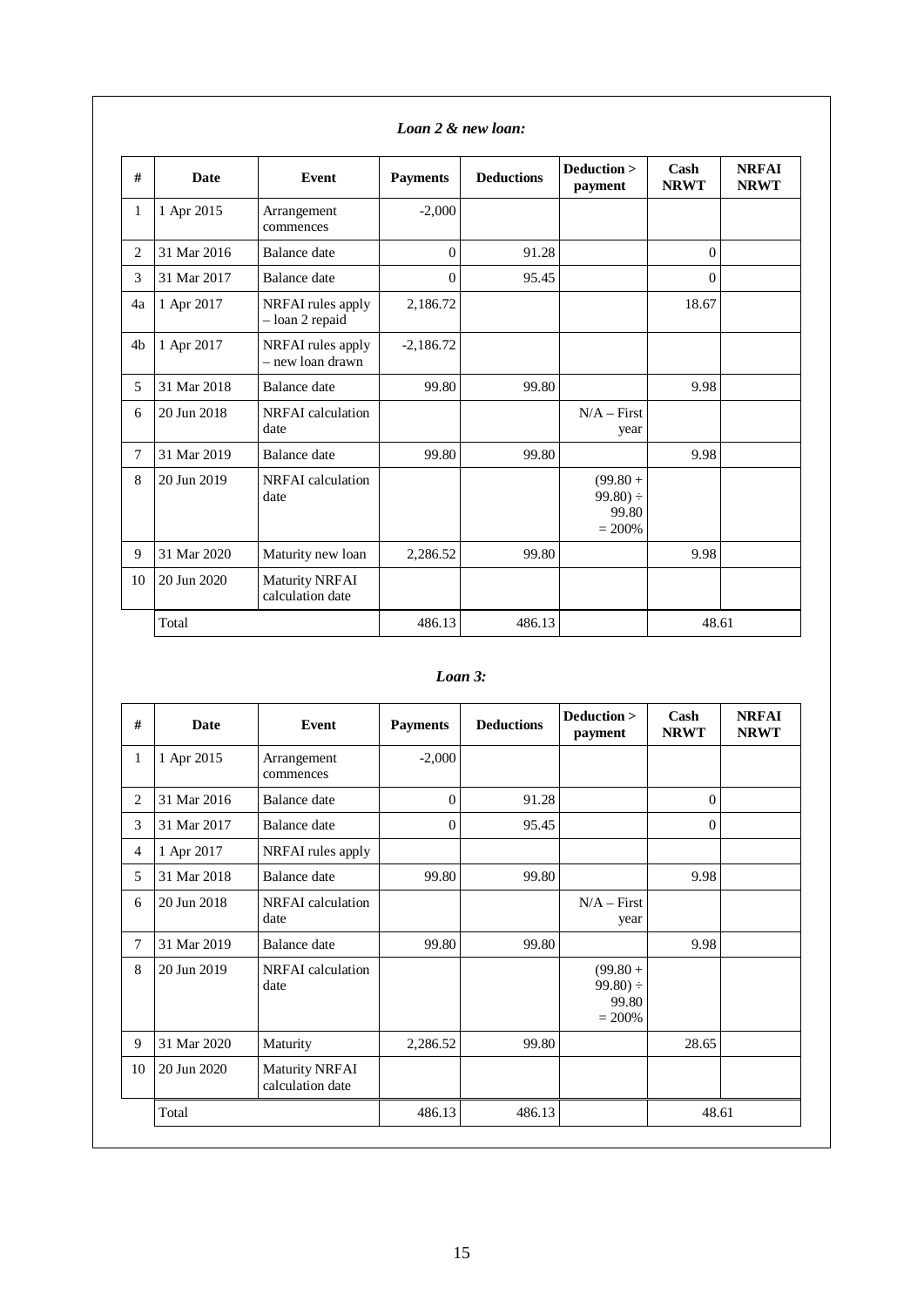***Loan 2 & new loan:***

| # | Date | Event | Payments | Deductions | Deduction > payment | Cash NRWT | NRFAI NRWT |
|---|---|---|---|---|---|---|---|
| 1 | 1 Apr 2015 | Arrangement commences | -2,000 | | | | |
| 2 | 31 Mar 2016 | Balance date | 0 | 91.28 | | 0 | |
| 3 | 31 Mar 2017 | Balance date | 0 | 95.45 | | 0 | |
| 4a | 1 Apr 2017 | NRFAI rules apply – loan 2 repaid | 2,186.72 | | | 18.67 | |
| 4b | 1 Apr 2017 | NRFAI rules apply – new loan drawn | -2,186.72 | | | | |
| 5 | 31 Mar 2018 | Balance date | 99.80 | 99.80 | | 9.98 | |
| 6 | 20 Jun 2018 | NRFAI calculation date | | | N/A – First year | | |
| 7 | 31 Mar 2019 | Balance date | 99.80 | 99.80 | | 9.98 | |
| 8 | 20 Jun 2019 | NRFAI calculation date | | | (99.80 + 99.80) ÷ 99.80 = 200% | | |
| 9 | 31 Mar 2020 | Maturity new loan | 2,286.52 | 99.80 | | 9.98 | |
| 10 | 20 Jun 2020 | Maturity NRFAI calculation date | | | | | |
| | Total | | 486.13 | 486.13 | | 48.61 | |

***Loan 3:***

| # | Date | Event | Payments | Deductions | Deduction > payment | Cash NRWT | NRFAI NRWT |
|---|---|---|---|---|---|---|---|
| 1 | 1 Apr 2015 | Arrangement commences | -2,000 | | | | |
| 2 | 31 Mar 2016 | Balance date | 0 | 91.28 | | 0 | |
| 3 | 31 Mar 2017 | Balance date | 0 | 95.45 | | 0 | |
| 4 | 1 Apr 2017 | NRFAI rules apply | | | | | |
| 5 | 31 Mar 2018 | Balance date | 99.80 | 99.80 | | 9.98 | |
| 6 | 20 Jun 2018 | NRFAI calculation date | | | N/A – First year | | |
| 7 | 31 Mar 2019 | Balance date | 99.80 | 99.80 | | 9.98 | |
| 8 | 20 Jun 2019 | NRFAI calculation date | | | (99.80 + 99.80) ÷ 99.80 = 200% | | |
| 9 | 31 Mar 2020 | Maturity | 2,286.52 | 99.80 | | 28.65 | |
| 10 | 20 Jun 2020 | Maturity NRFAI calculation date | | | | | |
| | Total | | 486.13 | 486.13 | | 48.61 | |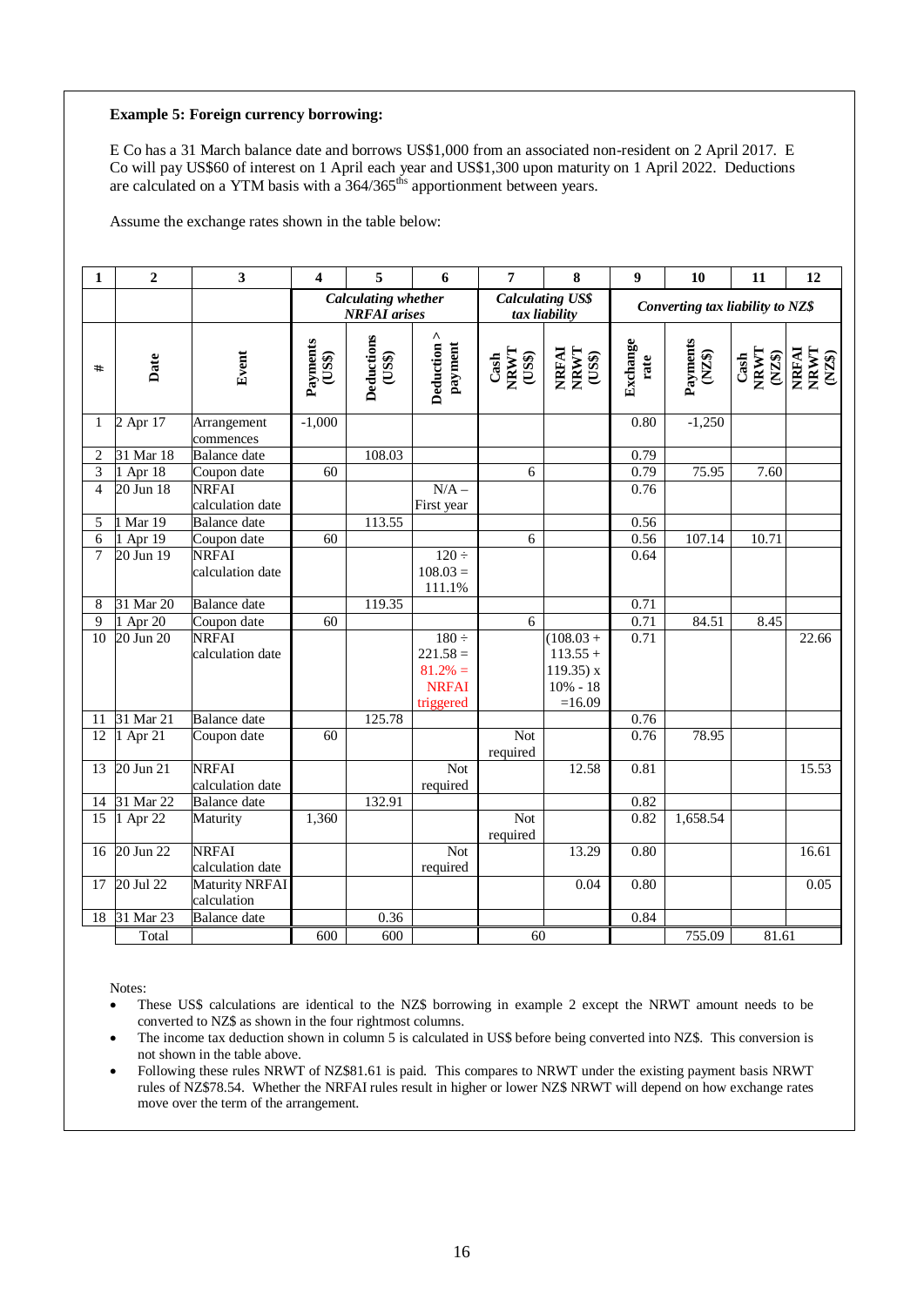**Example 5: Foreign currency borrowing:**

E Co has a 31 March balance date and borrows US$1,000 from an associated non-resident on 2 April 2017. E Co will pay US$60 of interest on 1 April each year and US$1,300 upon maturity on 1 April 2022. Deductions are calculated on a YTM basis with a 364/365ths apportionment between years.

Assume the exchange rates shown in the table below:

| 1 | 2 | 3 | 4 | 5 | 6 | 7 | 8 | 9 | 10 | 11 | 12 |
|---|---|---|---|---|---|---|---|---|---|---|---|
| | | | *Calculating whether NRFAI arises* | | | *Calculating US$ tax liability* | | *Converting tax liability to NZ$* | | | |
| # | Date | Event | Payments (US$) | Deductions (US$) | Deduction > payment | Cash NRWT (US$) | NRFAI NRWT (US$) | Exchange rate | Payments (NZ$) | Cash NRWT (NZ$) | NRFAI NRWT (NZ$) |
| 1 | 2 Apr 17 | Arrangement commences | -1,000 | | | | | 0.80 | -1,250 | | |
| 2 | 31 Mar 18 | Balance date | | 108.03 | | | | 0.79 | | | |
| 3 | 1 Apr 18 | Coupon date | 60 | | | 6 | | 0.79 | 75.95 | 7.60 | |
| 4 | 20 Jun 18 | NRFAI calculation date | | | N/A – First year | | | 0.76 | | | |
| 5 | 1 Mar 19 | Balance date | | 113.55 | | | | 0.56 | | | |
| 6 | 1 Apr 19 | Coupon date | 60 | | | 6 | | 0.56 | 107.14 | 10.71 | |
| 7 | 20 Jun 19 | NRFAI calculation date | | | 120 ÷ 108.03 = 111.1% | | | 0.64 | | | |
| 8 | 31 Mar 20 | Balance date | | 119.35 | | | | 0.71 | | | |
| 9 | 1 Apr 20 | Coupon date | 60 | | | 6 | | 0.71 | 84.51 | 8.45 | |
| 10 | 20 Jun 20 | NRFAI calculation date | | | 180 ÷ 221.58 = 81.2% = NRFAI triggered | | (108.03 + 113.55 + 119.35) x 10% - 18 =16.09 | 0.71 | | | 22.66 |
| 11 | 31 Mar 21 | Balance date | | 125.78 | | | | 0.76 | | | |
| 12 | 1 Apr 21 | Coupon date | 60 | | | Not required | | 0.76 | 78.95 | | |
| 13 | 20 Jun 21 | NRFAI calculation date | | | Not required | | 12.58 | 0.81 | | | 15.53 |
| 14 | 31 Mar 22 | Balance date | | 132.91 | | | | 0.82 | | | |
| 15 | 1 Apr 22 | Maturity | 1,360 | | | Not required | | 0.82 | 1,658.54 | | |
| 16 | 20 Jun 22 | NRFAI calculation date | | | Not required | | 13.29 | 0.80 | | | 16.61 |
| 17 | 20 Jul 22 | Maturity NRFAI calculation | | | | | 0.04 | 0.80 | | | 0.05 |
| 18 | 31 Mar 23 | Balance date | | 0.36 | | | | 0.84 | | | |
| | Total | | 600 | 600 | | 60 | | | 755.09 | 81.61 | |

Notes:

- These US$ calculations are identical to the NZ$ borrowing in example 2 except the NRWT amount needs to be converted to NZ$ as shown in the four rightmost columns.
- The income tax deduction shown in column 5 is calculated in US$ before being converted into NZ$. This conversion is not shown in the table above.
- Following these rules NRWT of NZ$81.61 is paid. This compares to NRWT under the existing payment basis NRWT rules of NZ$78.54. Whether the NRFAI rules result in higher or lower NZ$ NRWT will depend on how exchange rates move over the term of the arrangement.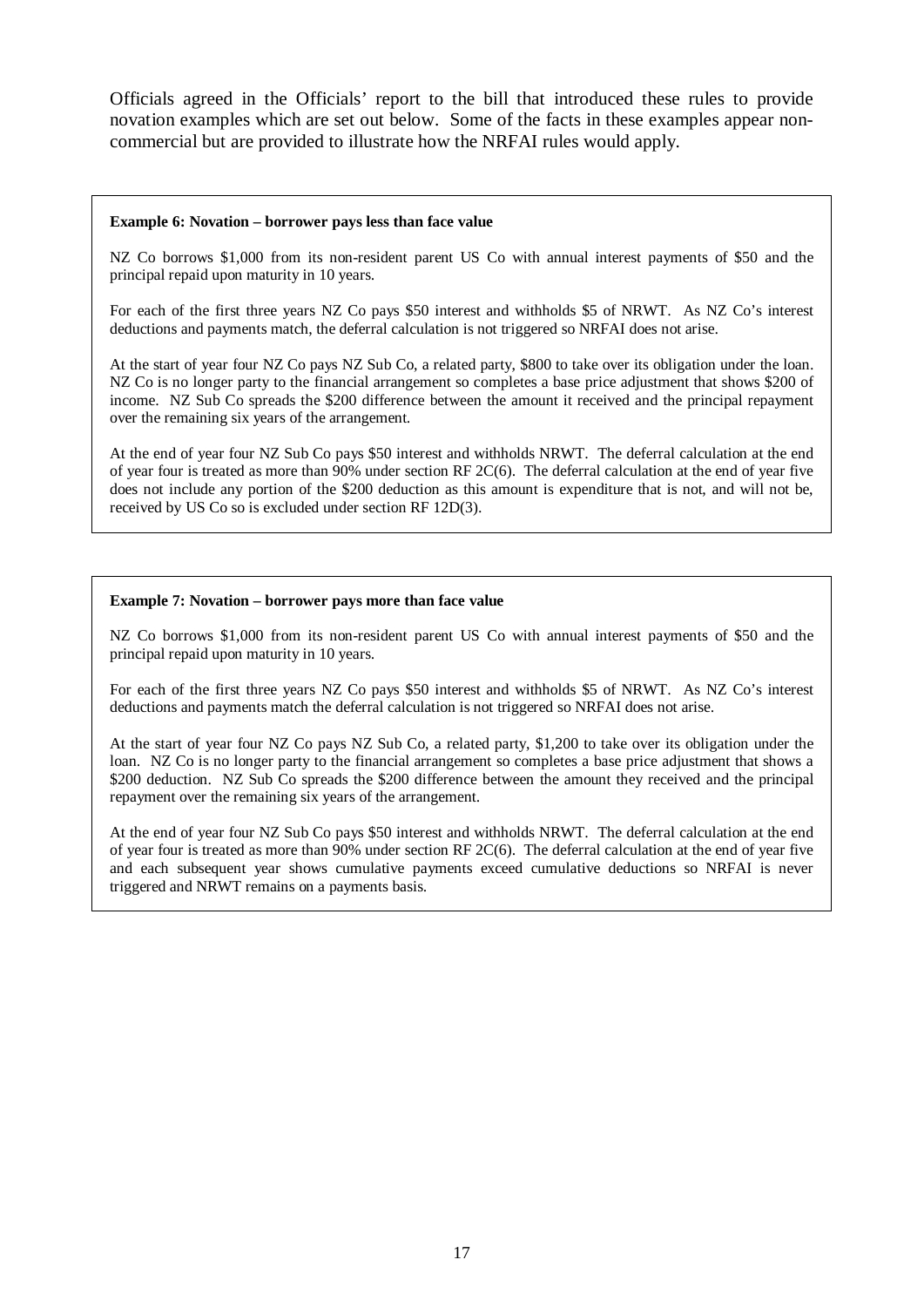Officials agreed in the Officials' report to the bill that introduced these rules to provide novation examples which are set out below. Some of the facts in these examples appear non-commercial but are provided to illustrate how the NRFAI rules would apply.

**Example 6: Novation – borrower pays less than face value**

NZ Co borrows $1,000 from its non-resident parent US Co with annual interest payments of $50 and the principal repaid upon maturity in 10 years.

For each of the first three years NZ Co pays $50 interest and withholds $5 of NRWT. As NZ Co's interest deductions and payments match, the deferral calculation is not triggered so NRFAI does not arise.

At the start of year four NZ Co pays NZ Sub Co, a related party, $800 to take over its obligation under the loan. NZ Co is no longer party to the financial arrangement so completes a base price adjustment that shows $200 of income. NZ Sub Co spreads the $200 difference between the amount it received and the principal repayment over the remaining six years of the arrangement.

At the end of year four NZ Sub Co pays $50 interest and withholds NRWT. The deferral calculation at the end of year four is treated as more than 90% under section RF 2C(6). The deferral calculation at the end of year five does not include any portion of the $200 deduction as this amount is expenditure that is not, and will not be, received by US Co so is excluded under section RF 12D(3).

**Example 7: Novation – borrower pays more than face value**

NZ Co borrows $1,000 from its non-resident parent US Co with annual interest payments of $50 and the principal repaid upon maturity in 10 years.

For each of the first three years NZ Co pays $50 interest and withholds $5 of NRWT. As NZ Co's interest deductions and payments match the deferral calculation is not triggered so NRFAI does not arise.

At the start of year four NZ Co pays NZ Sub Co, a related party, $1,200 to take over its obligation under the loan. NZ Co is no longer party to the financial arrangement so completes a base price adjustment that shows a $200 deduction. NZ Sub Co spreads the $200 difference between the amount they received and the principal repayment over the remaining six years of the arrangement.

At the end of year four NZ Sub Co pays $50 interest and withholds NRWT. The deferral calculation at the end of year four is treated as more than 90% under section RF 2C(6). The deferral calculation at the end of year five and each subsequent year shows cumulative payments exceed cumulative deductions so NRFAI is never triggered and NRWT remains on a payments basis.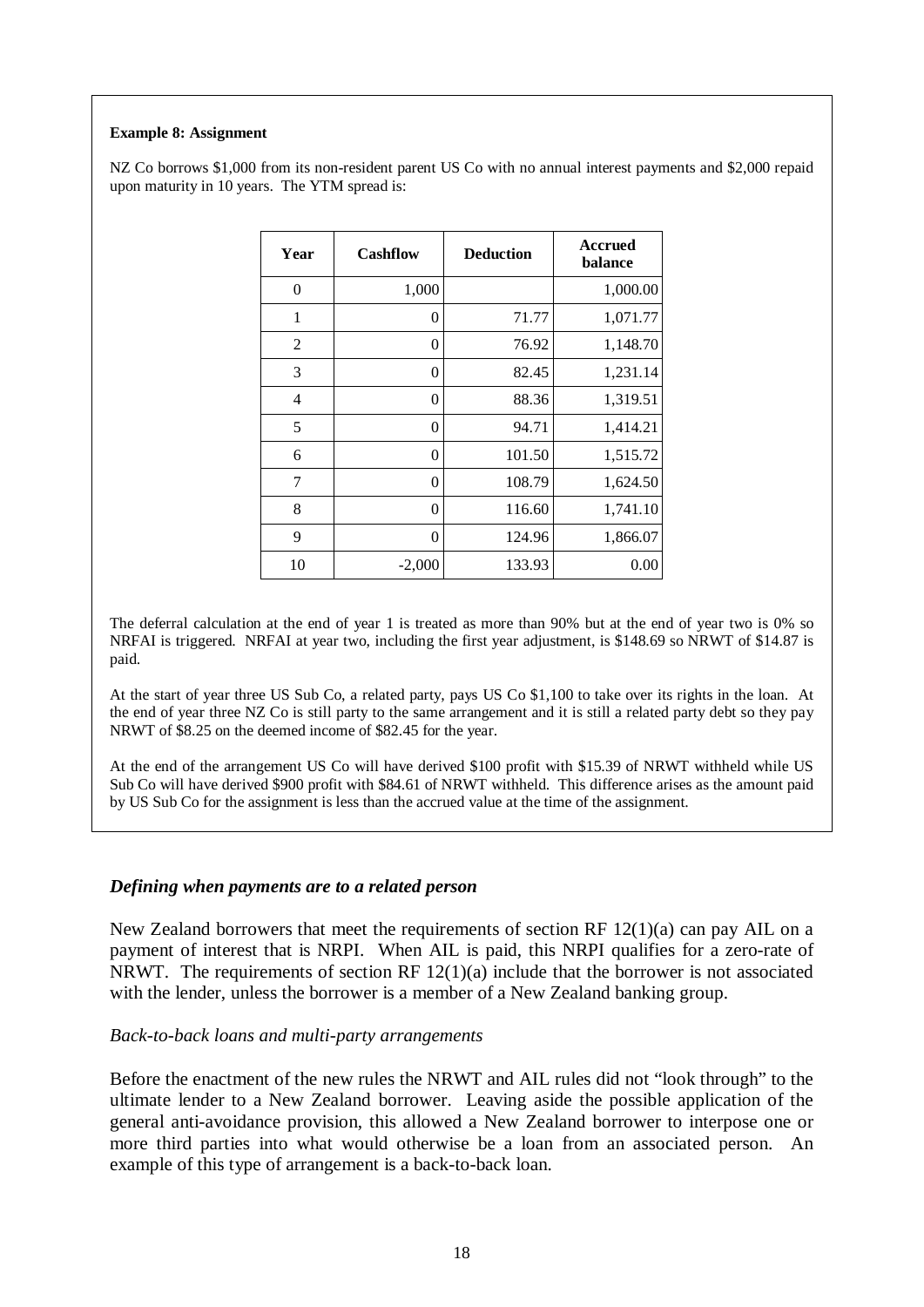**Example 8: Assignment**

NZ Co borrows $1,000 from its non-resident parent US Co with no annual interest payments and $2,000 repaid upon maturity in 10 years. The YTM spread is:

| Year | Cashflow | Deduction | Accrued balance |
|---|---|---|---|
| 0 | 1,000 | | 1,000.00 |
| 1 | 0 | 71.77 | 1,071.77 |
| 2 | 0 | 76.92 | 1,148.70 |
| 3 | 0 | 82.45 | 1,231.14 |
| 4 | 0 | 88.36 | 1,319.51 |
| 5 | 0 | 94.71 | 1,414.21 |
| 6 | 0 | 101.50 | 1,515.72 |
| 7 | 0 | 108.79 | 1,624.50 |
| 8 | 0 | 116.60 | 1,741.10 |
| 9 | 0 | 124.96 | 1,866.07 |
| 10 | -2,000 | 133.93 | 0.00 |

The deferral calculation at the end of year 1 is treated as more than 90% but at the end of year two is 0% so NRFAI is triggered. NRFAI at year two, including the first year adjustment, is $148.69 so NRWT of $14.87 is paid.

At the start of year three US Sub Co, a related party, pays US Co $1,100 to take over its rights in the loan. At the end of year three NZ Co is still party to the same arrangement and it is still a related party debt so they pay NRWT of $8.25 on the deemed income of $82.45 for the year.

At the end of the arrangement US Co will have derived $100 profit with $15.39 of NRWT withheld while US Sub Co will have derived $900 profit with $84.61 of NRWT withheld. This difference arises as the amount paid by US Sub Co for the assignment is less than the accrued value at the time of the assignment.

### *Defining when payments are to a related person*

New Zealand borrowers that meet the requirements of section RF 12(1)(a) can pay AIL on a payment of interest that is NRPI. When AIL is paid, this NRPI qualifies for a zero-rate of NRWT. The requirements of section RF 12(1)(a) include that the borrower is not associated with the lender, unless the borrower is a member of a New Zealand banking group.

#### *Back-to-back loans and multi-party arrangements*

Before the enactment of the new rules the NRWT and AIL rules did not "look through" to the ultimate lender to a New Zealand borrower. Leaving aside the possible application of the general anti-avoidance provision, this allowed a New Zealand borrower to interpose one or more third parties into what would otherwise be a loan from an associated person. An example of this type of arrangement is a back-to-back loan.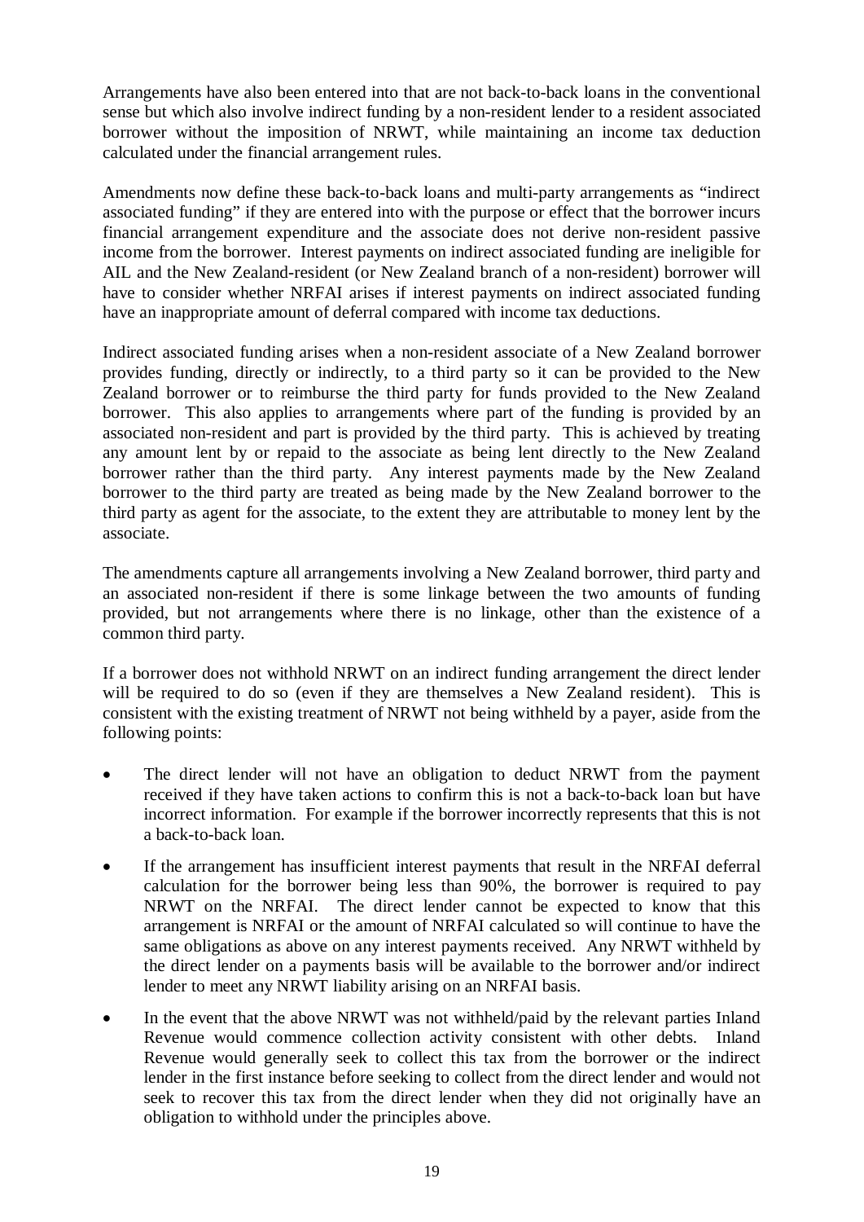Arrangements have also been entered into that are not back-to-back loans in the conventional sense but which also involve indirect funding by a non-resident lender to a resident associated borrower without the imposition of NRWT, while maintaining an income tax deduction calculated under the financial arrangement rules.

Amendments now define these back-to-back loans and multi-party arrangements as "indirect associated funding" if they are entered into with the purpose or effect that the borrower incurs financial arrangement expenditure and the associate does not derive non-resident passive income from the borrower. Interest payments on indirect associated funding are ineligible for AIL and the New Zealand-resident (or New Zealand branch of a non-resident) borrower will have to consider whether NRFAI arises if interest payments on indirect associated funding have an inappropriate amount of deferral compared with income tax deductions.

Indirect associated funding arises when a non-resident associate of a New Zealand borrower provides funding, directly or indirectly, to a third party so it can be provided to the New Zealand borrower or to reimburse the third party for funds provided to the New Zealand borrower. This also applies to arrangements where part of the funding is provided by an associated non-resident and part is provided by the third party. This is achieved by treating any amount lent by or repaid to the associate as being lent directly to the New Zealand borrower rather than the third party. Any interest payments made by the New Zealand borrower to the third party are treated as being made by the New Zealand borrower to the third party as agent for the associate, to the extent they are attributable to money lent by the associate.

The amendments capture all arrangements involving a New Zealand borrower, third party and an associated non-resident if there is some linkage between the two amounts of funding provided, but not arrangements where there is no linkage, other than the existence of a common third party.

If a borrower does not withhold NRWT on an indirect funding arrangement the direct lender will be required to do so (even if they are themselves a New Zealand resident). This is consistent with the existing treatment of NRWT not being withheld by a payer, aside from the following points:

- The direct lender will not have an obligation to deduct NRWT from the payment received if they have taken actions to confirm this is not a back-to-back loan but have incorrect information. For example if the borrower incorrectly represents that this is not a back-to-back loan.
- If the arrangement has insufficient interest payments that result in the NRFAI deferral calculation for the borrower being less than 90%, the borrower is required to pay NRWT on the NRFAI. The direct lender cannot be expected to know that this arrangement is NRFAI or the amount of NRFAI calculated so will continue to have the same obligations as above on any interest payments received. Any NRWT withheld by the direct lender on a payments basis will be available to the borrower and/or indirect lender to meet any NRWT liability arising on an NRFAI basis.
- In the event that the above NRWT was not withheld/paid by the relevant parties Inland Revenue would commence collection activity consistent with other debts. Inland Revenue would generally seek to collect this tax from the borrower or the indirect lender in the first instance before seeking to collect from the direct lender and would not seek to recover this tax from the direct lender when they did not originally have an obligation to withhold under the principles above.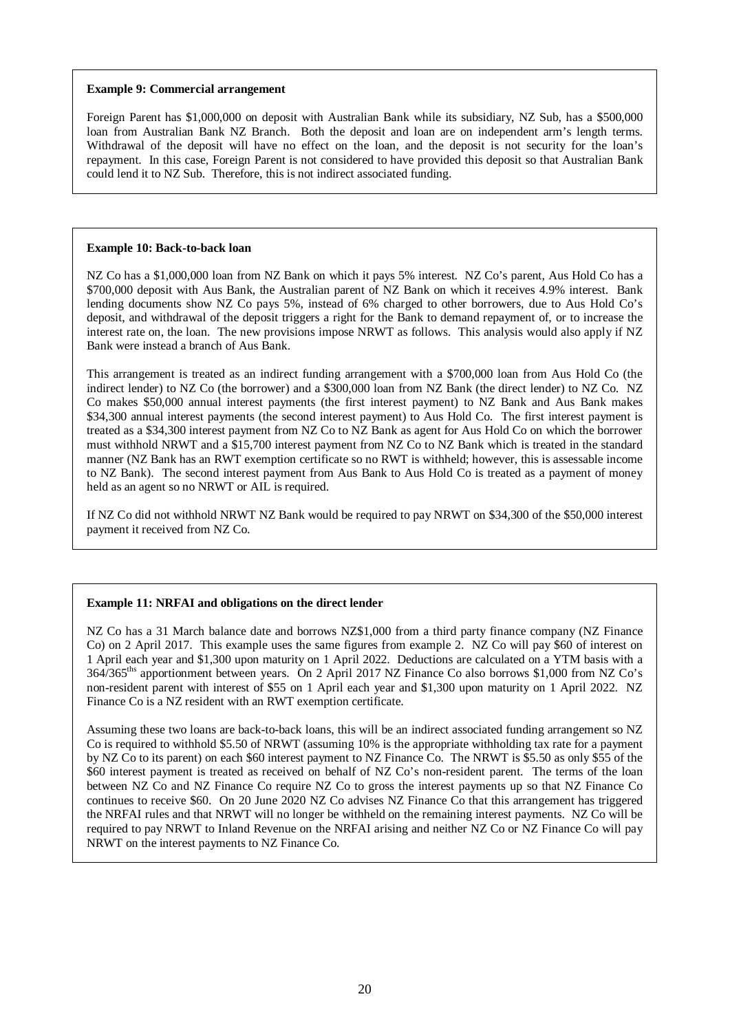**Example 9: Commercial arrangement**

Foreign Parent has $1,000,000 on deposit with Australian Bank while its subsidiary, NZ Sub, has a $500,000 loan from Australian Bank NZ Branch. Both the deposit and loan are on independent arm's length terms. Withdrawal of the deposit will have no effect on the loan, and the deposit is not security for the loan's repayment. In this case, Foreign Parent is not considered to have provided this deposit so that Australian Bank could lend it to NZ Sub. Therefore, this is not indirect associated funding.

**Example 10: Back-to-back loan**

NZ Co has a $1,000,000 loan from NZ Bank on which it pays 5% interest. NZ Co's parent, Aus Hold Co has a $700,000 deposit with Aus Bank, the Australian parent of NZ Bank on which it receives 4.9% interest. Bank lending documents show NZ Co pays 5%, instead of 6% charged to other borrowers, due to Aus Hold Co's deposit, and withdrawal of the deposit triggers a right for the Bank to demand repayment of, or to increase the interest rate on, the loan. The new provisions impose NRWT as follows. This analysis would also apply if NZ Bank were instead a branch of Aus Bank.

This arrangement is treated as an indirect funding arrangement with a $700,000 loan from Aus Hold Co (the indirect lender) to NZ Co (the borrower) and a $300,000 loan from NZ Bank (the direct lender) to NZ Co. NZ Co makes $50,000 annual interest payments (the first interest payment) to NZ Bank and Aus Bank makes $34,300 annual interest payments (the second interest payment) to Aus Hold Co. The first interest payment is treated as a $34,300 interest payment from NZ Co to NZ Bank as agent for Aus Hold Co on which the borrower must withhold NRWT and a $15,700 interest payment from NZ Co to NZ Bank which is treated in the standard manner (NZ Bank has an RWT exemption certificate so no RWT is withheld; however, this is assessable income to NZ Bank). The second interest payment from Aus Bank to Aus Hold Co is treated as a payment of money held as an agent so no NRWT or AIL is required.

If NZ Co did not withhold NRWT NZ Bank would be required to pay NRWT on $34,300 of the $50,000 interest payment it received from NZ Co.

**Example 11: NRFAI and obligations on the direct lender**

NZ Co has a 31 March balance date and borrows NZ$1,000 from a third party finance company (NZ Finance Co) on 2 April 2017. This example uses the same figures from example 2. NZ Co will pay $60 of interest on 1 April each year and $1,300 upon maturity on 1 April 2022. Deductions are calculated on a YTM basis with a 364/365[ths] apportionment between years. On 2 April 2017 NZ Finance Co also borrows $1,000 from NZ Co's non-resident parent with interest of $55 on 1 April each year and $1,300 upon maturity on 1 April 2022. NZ Finance Co is a NZ resident with an RWT exemption certificate.

Assuming these two loans are back-to-back loans, this will be an indirect associated funding arrangement so NZ Co is required to withhold $5.50 of NRWT (assuming 10% is the appropriate withholding tax rate for a payment by NZ Co to its parent) on each $60 interest payment to NZ Finance Co. The NRWT is $5.50 as only $55 of the $60 interest payment is treated as received on behalf of NZ Co's non-resident parent. The terms of the loan between NZ Co and NZ Finance Co require NZ Co to gross the interest payments up so that NZ Finance Co continues to receive $60. On 20 June 2020 NZ Co advises NZ Finance Co that this arrangement has triggered the NRFAI rules and that NRWT will no longer be withheld on the remaining interest payments. NZ Co will be required to pay NRWT to Inland Revenue on the NRFAI arising and neither NZ Co or NZ Finance Co will pay NRWT on the interest payments to NZ Finance Co.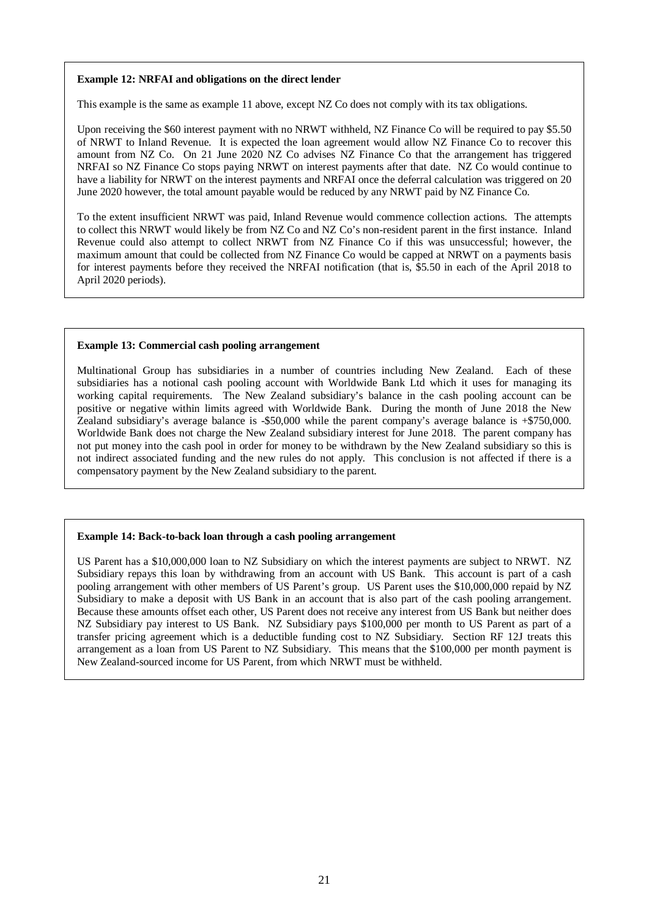**Example 12: NRFAI and obligations on the direct lender**

This example is the same as example 11 above, except NZ Co does not comply with its tax obligations.

Upon receiving the $60 interest payment with no NRWT withheld, NZ Finance Co will be required to pay $5.50 of NRWT to Inland Revenue. It is expected the loan agreement would allow NZ Finance Co to recover this amount from NZ Co. On 21 June 2020 NZ Co advises NZ Finance Co that the arrangement has triggered NRFAI so NZ Finance Co stops paying NRWT on interest payments after that date. NZ Co would continue to have a liability for NRWT on the interest payments and NRFAI once the deferral calculation was triggered on 20 June 2020 however, the total amount payable would be reduced by any NRWT paid by NZ Finance Co.

To the extent insufficient NRWT was paid, Inland Revenue would commence collection actions. The attempts to collect this NRWT would likely be from NZ Co and NZ Co's non-resident parent in the first instance. Inland Revenue could also attempt to collect NRWT from NZ Finance Co if this was unsuccessful; however, the maximum amount that could be collected from NZ Finance Co would be capped at NRWT on a payments basis for interest payments before they received the NRFAI notification (that is, $5.50 in each of the April 2018 to April 2020 periods).

**Example 13: Commercial cash pooling arrangement**

Multinational Group has subsidiaries in a number of countries including New Zealand. Each of these subsidiaries has a notional cash pooling account with Worldwide Bank Ltd which it uses for managing its working capital requirements. The New Zealand subsidiary's balance in the cash pooling account can be positive or negative within limits agreed with Worldwide Bank. During the month of June 2018 the New Zealand subsidiary's average balance is -$50,000 while the parent company's average balance is +$750,000. Worldwide Bank does not charge the New Zealand subsidiary interest for June 2018. The parent company has not put money into the cash pool in order for money to be withdrawn by the New Zealand subsidiary so this is not indirect associated funding and the new rules do not apply. This conclusion is not affected if there is a compensatory payment by the New Zealand subsidiary to the parent.

**Example 14: Back-to-back loan through a cash pooling arrangement**

US Parent has a $10,000,000 loan to NZ Subsidiary on which the interest payments are subject to NRWT. NZ Subsidiary repays this loan by withdrawing from an account with US Bank. This account is part of a cash pooling arrangement with other members of US Parent's group. US Parent uses the $10,000,000 repaid by NZ Subsidiary to make a deposit with US Bank in an account that is also part of the cash pooling arrangement. Because these amounts offset each other, US Parent does not receive any interest from US Bank but neither does NZ Subsidiary pay interest to US Bank. NZ Subsidiary pays $100,000 per month to US Parent as part of a transfer pricing agreement which is a deductible funding cost to NZ Subsidiary. Section RF 12J treats this arrangement as a loan from US Parent to NZ Subsidiary. This means that the $100,000 per month payment is New Zealand-sourced income for US Parent, from which NRWT must be withheld.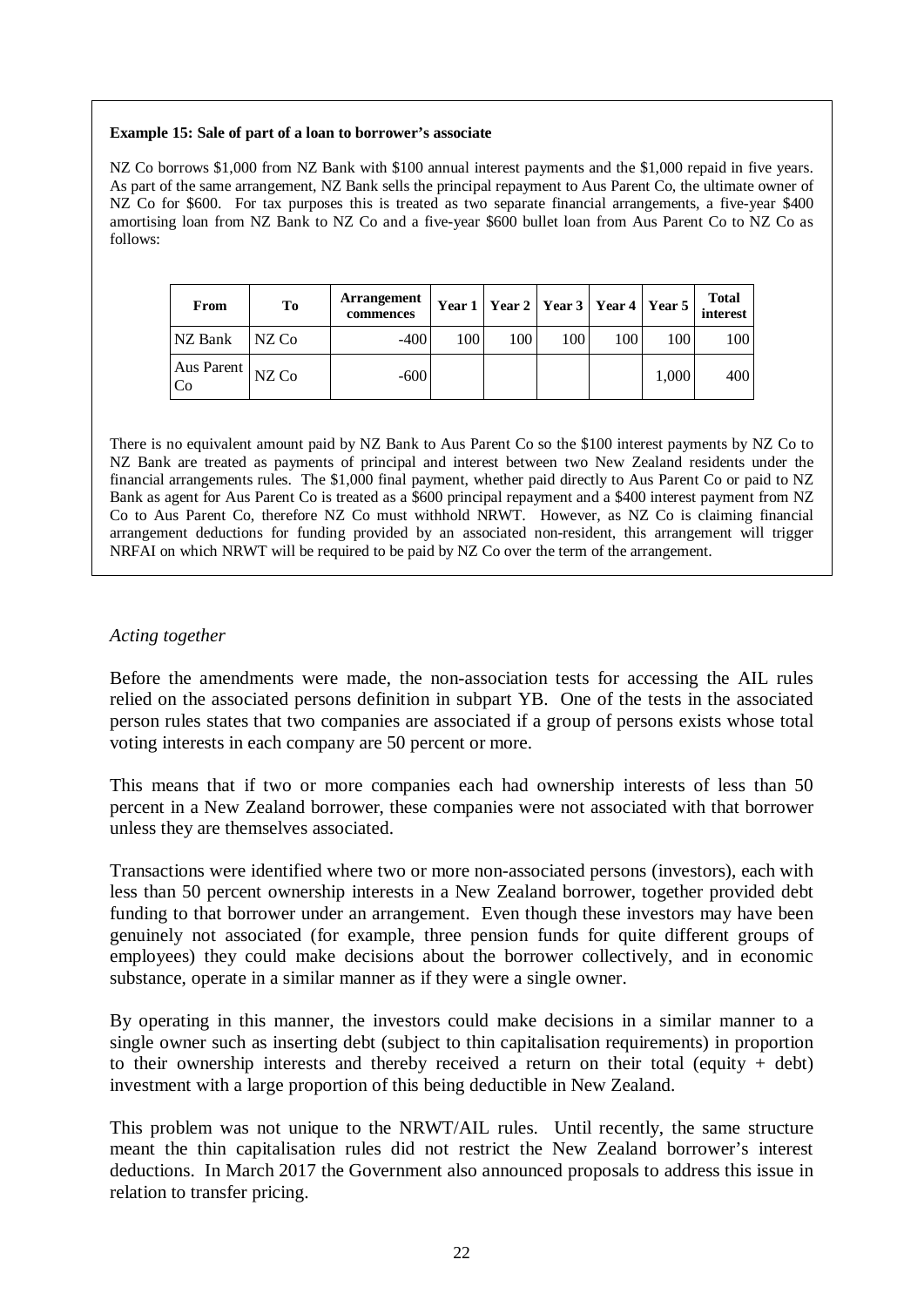**Example 15: Sale of part of a loan to borrower's associate**

NZ Co borrows $1,000 from NZ Bank with $100 annual interest payments and the $1,000 repaid in five years. As part of the same arrangement, NZ Bank sells the principal repayment to Aus Parent Co, the ultimate owner of NZ Co for $600. For tax purposes this is treated as two separate financial arrangements, a five-year $400 amortising loan from NZ Bank to NZ Co and a five-year $600 bullet loan from Aus Parent Co to NZ Co as follows:

| From | To | Arrangement commences | Year 1 | Year 2 | Year 3 | Year 4 | Year 5 | Total interest |
|---|---|---|---|---|---|---|---|---|
| NZ Bank | NZ Co | -400 | 100 | 100 | 100 | 100 | 100 | 100 |
| Aus Parent Co | NZ Co | -600 | | | | | 1,000 | 400 |

There is no equivalent amount paid by NZ Bank to Aus Parent Co so the $100 interest payments by NZ Co to NZ Bank are treated as payments of principal and interest between two New Zealand residents under the financial arrangements rules. The $1,000 final payment, whether paid directly to Aus Parent Co or paid to NZ Bank as agent for Aus Parent Co is treated as a $600 principal repayment and a $400 interest payment from NZ Co to Aus Parent Co, therefore NZ Co must withhold NRWT. However, as NZ Co is claiming financial arrangement deductions for funding provided by an associated non-resident, this arrangement will trigger NRFAI on which NRWT will be required to be paid by NZ Co over the term of the arrangement.

*Acting together*

Before the amendments were made, the non-association tests for accessing the AIL rules relied on the associated persons definition in subpart YB. One of the tests in the associated person rules states that two companies are associated if a group of persons exists whose total voting interests in each company are 50 percent or more.

This means that if two or more companies each had ownership interests of less than 50 percent in a New Zealand borrower, these companies were not associated with that borrower unless they are themselves associated.

Transactions were identified where two or more non-associated persons (investors), each with less than 50 percent ownership interests in a New Zealand borrower, together provided debt funding to that borrower under an arrangement. Even though these investors may have been genuinely not associated (for example, three pension funds for quite different groups of employees) they could make decisions about the borrower collectively, and in economic substance, operate in a similar manner as if they were a single owner.

By operating in this manner, the investors could make decisions in a similar manner to a single owner such as inserting debt (subject to thin capitalisation requirements) in proportion to their ownership interests and thereby received a return on their total (equity + debt) investment with a large proportion of this being deductible in New Zealand.

This problem was not unique to the NRWT/AIL rules. Until recently, the same structure meant the thin capitalisation rules did not restrict the New Zealand borrower's interest deductions. In March 2017 the Government also announced proposals to address this issue in relation to transfer pricing.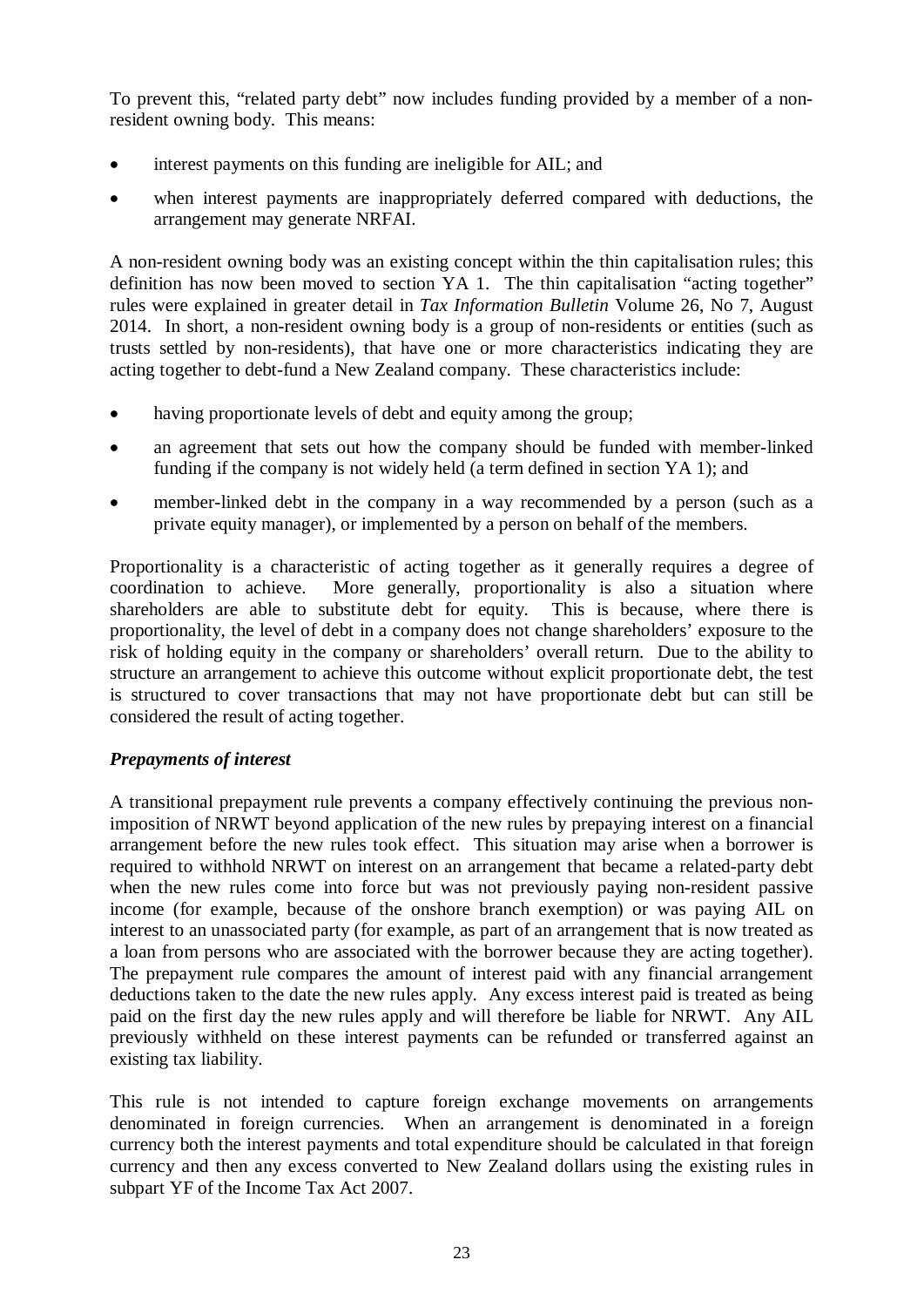To prevent this, "related party debt" now includes funding provided by a member of a non-resident owning body. This means:

- interest payments on this funding are ineligible for AIL; and
- when interest payments are inappropriately deferred compared with deductions, the arrangement may generate NRFAI.

A non-resident owning body was an existing concept within the thin capitalisation rules; this definition has now been moved to section YA 1. The thin capitalisation "acting together" rules were explained in greater detail in *Tax Information Bulletin* Volume 26, No 7, August 2014. In short, a non-resident owning body is a group of non-residents or entities (such as trusts settled by non-residents), that have one or more characteristics indicating they are acting together to debt-fund a New Zealand company. These characteristics include:

- having proportionate levels of debt and equity among the group;
- an agreement that sets out how the company should be funded with member-linked funding if the company is not widely held (a term defined in section YA 1); and
- member-linked debt in the company in a way recommended by a person (such as a private equity manager), or implemented by a person on behalf of the members.

Proportionality is a characteristic of acting together as it generally requires a degree of coordination to achieve. More generally, proportionality is also a situation where shareholders are able to substitute debt for equity. This is because, where there is proportionality, the level of debt in a company does not change shareholders' exposure to the risk of holding equity in the company or shareholders' overall return. Due to the ability to structure an arrangement to achieve this outcome without explicit proportionate debt, the test is structured to cover transactions that may not have proportionate debt but can still be considered the result of acting together.

***Prepayments of interest***

A transitional prepayment rule prevents a company effectively continuing the previous non-imposition of NRWT beyond application of the new rules by prepaying interest on a financial arrangement before the new rules took effect. This situation may arise when a borrower is required to withhold NRWT on interest on an arrangement that became a related-party debt when the new rules come into force but was not previously paying non-resident passive income (for example, because of the onshore branch exemption) or was paying AIL on interest to an unassociated party (for example, as part of an arrangement that is now treated as a loan from persons who are associated with the borrower because they are acting together). The prepayment rule compares the amount of interest paid with any financial arrangement deductions taken to the date the new rules apply. Any excess interest paid is treated as being paid on the first day the new rules apply and will therefore be liable for NRWT. Any AIL previously withheld on these interest payments can be refunded or transferred against an existing tax liability.

This rule is not intended to capture foreign exchange movements on arrangements denominated in foreign currencies. When an arrangement is denominated in a foreign currency both the interest payments and total expenditure should be calculated in that foreign currency and then any excess converted to New Zealand dollars using the existing rules in subpart YF of the Income Tax Act 2007.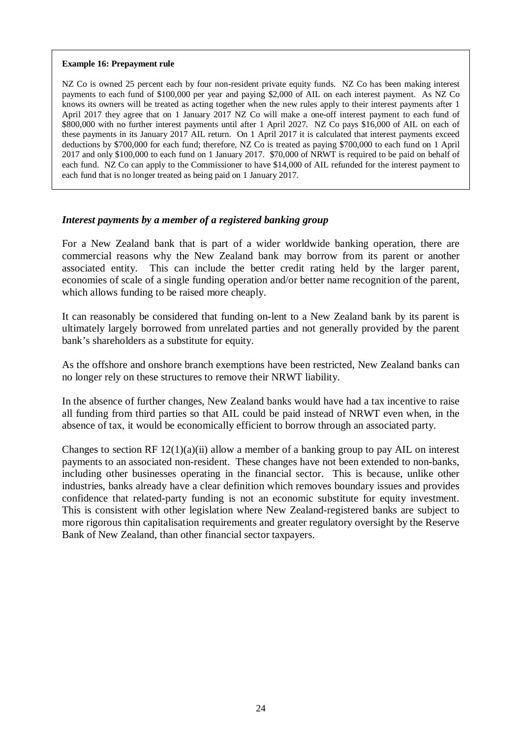**Example 16: Prepayment rule**

NZ Co is owned 25 percent each by four non-resident private equity funds. NZ Co has been making interest payments to each fund of $100,000 per year and paying $2,000 of AIL on each interest payment. As NZ Co knows its owners will be treated as acting together when the new rules apply to their interest payments after 1 April 2017 they agree that on 1 January 2017 NZ Co will make a one-off interest payment to each fund of $800,000 with no further interest payments until after 1 April 2027. NZ Co pays $16,000 of AIL on each of these payments in its January 2017 AIL return. On 1 April 2017 it is calculated that interest payments exceed deductions by $700,000 for each fund; therefore, NZ Co is treated as paying $700,000 to each fund on 1 April 2017 and only $100,000 to each fund on 1 January 2017. $70,000 of NRWT is required to be paid on behalf of each fund. NZ Co can apply to the Commissioner to have $14,000 of AIL refunded for the interest payment to each fund that is no longer treated as being paid on 1 January 2017.

### *Interest payments by a member of a registered banking group*

For a New Zealand bank that is part of a wider worldwide banking operation, there are commercial reasons why the New Zealand bank may borrow from its parent or another associated entity. This can include the better credit rating held by the larger parent, economies of scale of a single funding operation and/or better name recognition of the parent, which allows funding to be raised more cheaply.

It can reasonably be considered that funding on-lent to a New Zealand bank by its parent is ultimately largely borrowed from unrelated parties and not generally provided by the parent bank's shareholders as a substitute for equity.

As the offshore and onshore branch exemptions have been restricted, New Zealand banks can no longer rely on these structures to remove their NRWT liability.

In the absence of further changes, New Zealand banks would have had a tax incentive to raise all funding from third parties so that AIL could be paid instead of NRWT even when, in the absence of tax, it would be economically efficient to borrow through an associated party.

Changes to section RF 12(1)(a)(ii) allow a member of a banking group to pay AIL on interest payments to an associated non-resident. These changes have not been extended to non-banks, including other businesses operating in the financial sector. This is because, unlike other industries, banks already have a clear definition which removes boundary issues and provides confidence that related-party funding is not an economic substitute for equity investment. This is consistent with other legislation where New Zealand-registered banks are subject to more rigorous thin capitalisation requirements and greater regulatory oversight by the Reserve Bank of New Zealand, than other financial sector taxpayers.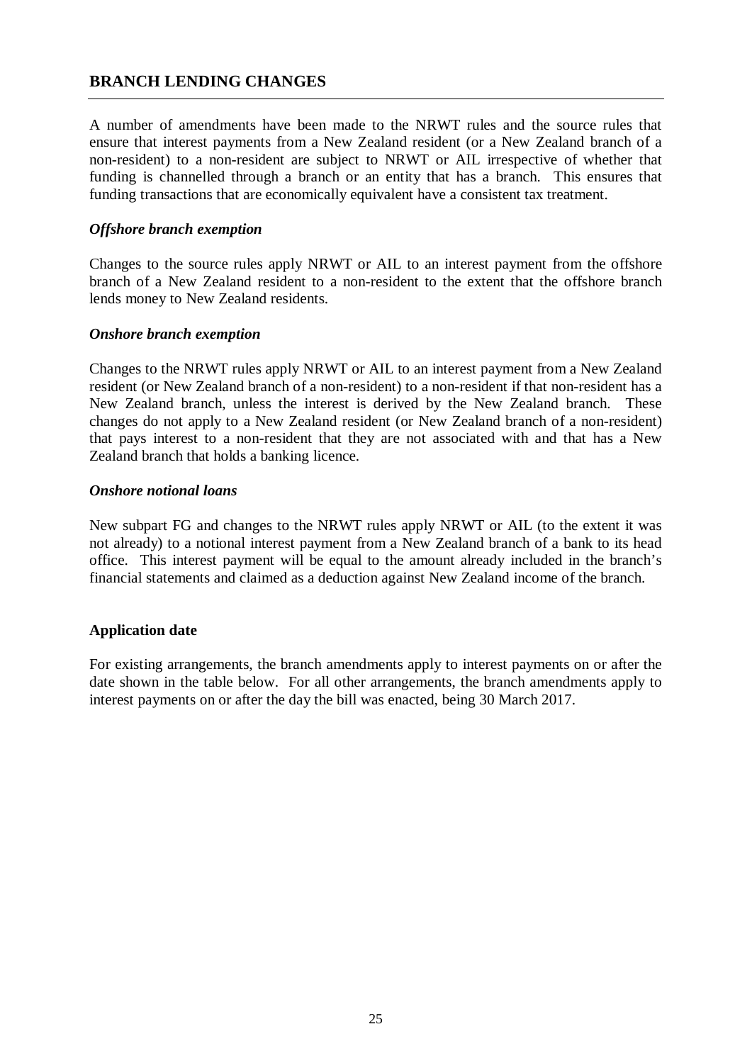## BRANCH LENDING CHANGES

A number of amendments have been made to the NRWT rules and the source rules that ensure that interest payments from a New Zealand resident (or a New Zealand branch of a non-resident) to a non-resident are subject to NRWT or AIL irrespective of whether that funding is channelled through a branch or an entity that has a branch. This ensures that funding transactions that are economically equivalent have a consistent tax treatment.

### *Offshore branch exemption*

Changes to the source rules apply NRWT or AIL to an interest payment from the offshore branch of a New Zealand resident to a non-resident to the extent that the offshore branch lends money to New Zealand residents.

### *Onshore branch exemption*

Changes to the NRWT rules apply NRWT or AIL to an interest payment from a New Zealand resident (or New Zealand branch of a non-resident) to a non-resident if that non-resident has a New Zealand branch, unless the interest is derived by the New Zealand branch. These changes do not apply to a New Zealand resident (or New Zealand branch of a non-resident) that pays interest to a non-resident that they are not associated with and that has a New Zealand branch that holds a banking licence.

### *Onshore notional loans*

New subpart FG and changes to the NRWT rules apply NRWT or AIL (to the extent it was not already) to a notional interest payment from a New Zealand branch of a bank to its head office. This interest payment will be equal to the amount already included in the branch's financial statements and claimed as a deduction against New Zealand income of the branch.

### Application date

For existing arrangements, the branch amendments apply to interest payments on or after the date shown in the table below. For all other arrangements, the branch amendments apply to interest payments on or after the day the bill was enacted, being 30 March 2017.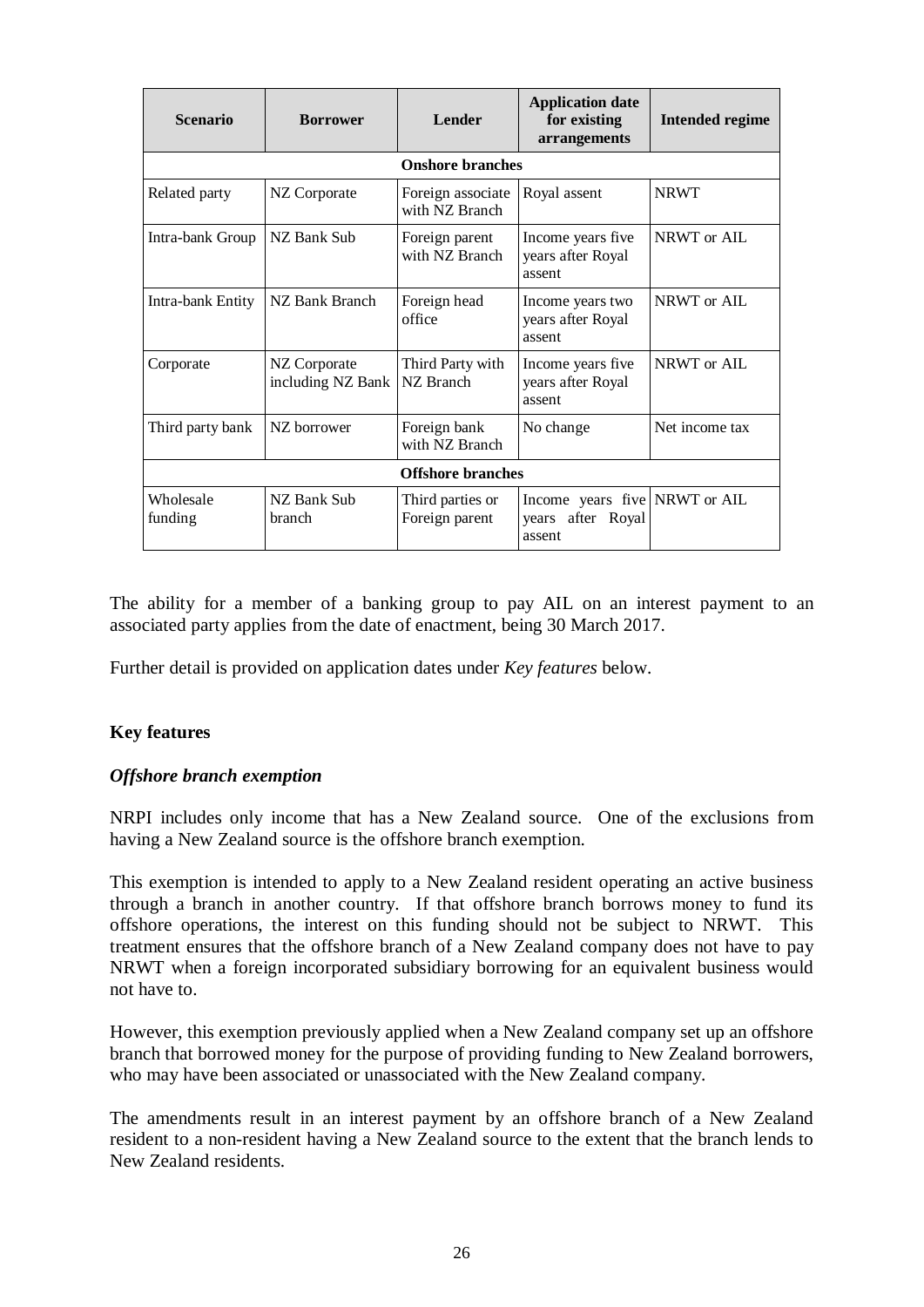| Scenario | Borrower | Lender | Application date for existing arrangements | Intended regime |
|---|---|---|---|---|
| **Onshore branches** | | | | |
| Related party | NZ Corporate | Foreign associate with NZ Branch | Royal assent | NRWT |
| Intra-bank Group | NZ Bank Sub | Foreign parent with NZ Branch | Income years five years after Royal assent | NRWT or AIL |
| Intra-bank Entity | NZ Bank Branch | Foreign head office | Income years two years after Royal assent | NRWT or AIL |
| Corporate | NZ Corporate including NZ Bank | Third Party with NZ Branch | Income years five years after Royal assent | NRWT or AIL |
| Third party bank | NZ borrower | Foreign bank with NZ Branch | No change | Net income tax |
| **Offshore branches** | | | | |
| Wholesale funding | NZ Bank Sub branch | Third parties or Foreign parent | Income years five years after Royal assent | NRWT or AIL |

The ability for a member of a banking group to pay AIL on an interest payment to an associated party applies from the date of enactment, being 30 March 2017.

Further detail is provided on application dates under *Key features* below.

## Key features

### *Offshore branch exemption*

NRPI includes only income that has a New Zealand source. One of the exclusions from having a New Zealand source is the offshore branch exemption.

This exemption is intended to apply to a New Zealand resident operating an active business through a branch in another country. If that offshore branch borrows money to fund its offshore operations, the interest on this funding should not be subject to NRWT. This treatment ensures that the offshore branch of a New Zealand company does not have to pay NRWT when a foreign incorporated subsidiary borrowing for an equivalent business would not have to.

However, this exemption previously applied when a New Zealand company set up an offshore branch that borrowed money for the purpose of providing funding to New Zealand borrowers, who may have been associated or unassociated with the New Zealand company.

The amendments result in an interest payment by an offshore branch of a New Zealand resident to a non-resident having a New Zealand source to the extent that the branch lends to New Zealand residents.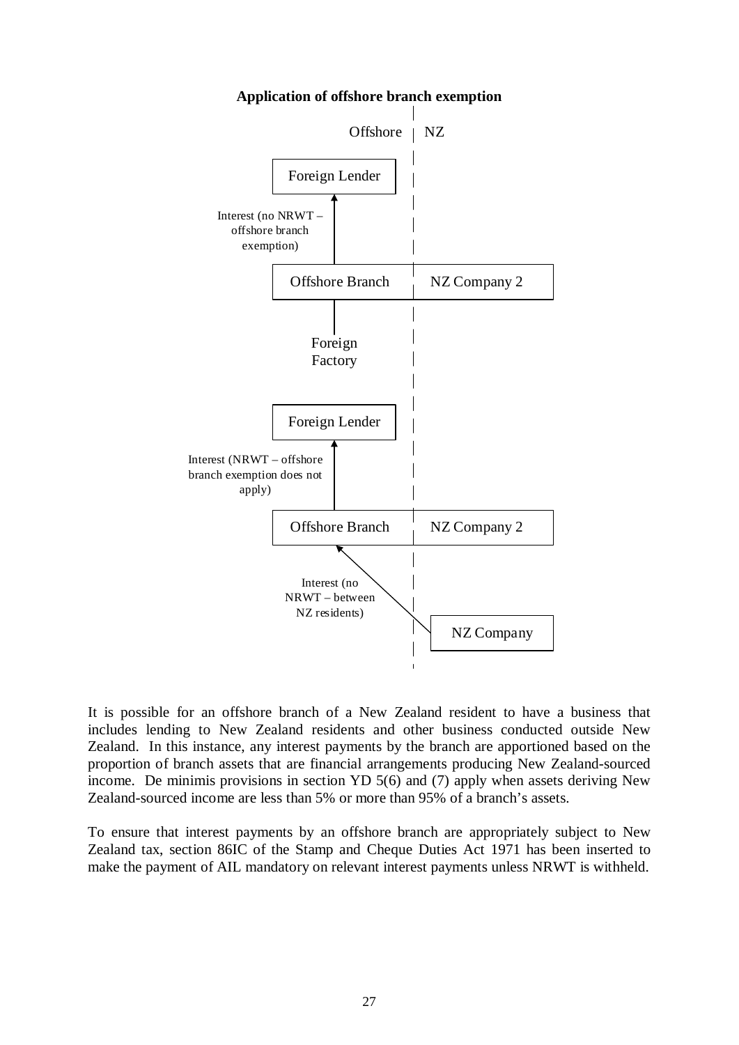**Application of offshore branch exemption**

Offshore | NZ

Foreign Lender

Interest (no NRWT – offshore branch exemption)

Offshore Branch | NZ Company 2

Foreign Factory

Foreign Lender

Interest (NRWT – offshore branch exemption does not apply)

Offshore Branch | NZ Company 2

Interest (no NRWT – between NZ residents)

NZ Company

It is possible for an offshore branch of a New Zealand resident to have a business that includes lending to New Zealand residents and other business conducted outside New Zealand. In this instance, any interest payments by the branch are apportioned based on the proportion of branch assets that are financial arrangements producing New Zealand-sourced income. De minimis provisions in section YD 5(6) and (7) apply when assets deriving New Zealand-sourced income are less than 5% or more than 95% of a branch's assets.

To ensure that interest payments by an offshore branch are appropriately subject to New Zealand tax, section 86IC of the Stamp and Cheque Duties Act 1971 has been inserted to make the payment of AIL mandatory on relevant interest payments unless NRWT is withheld.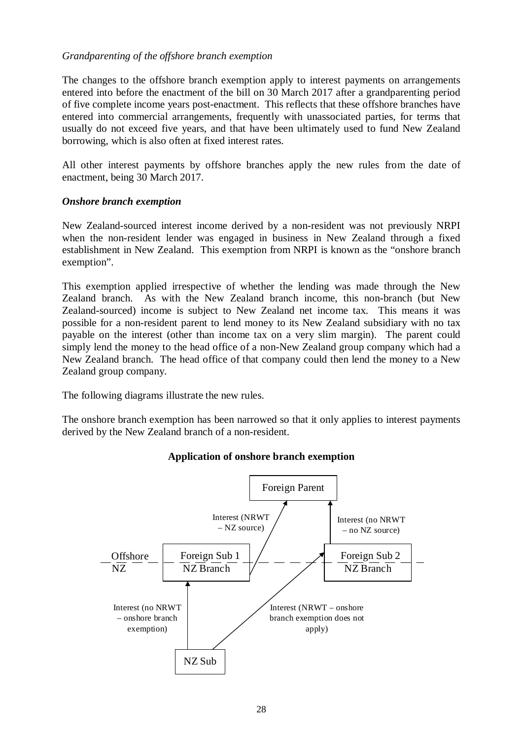*Grandparenting of the offshore branch exemption*

The changes to the offshore branch exemption apply to interest payments on arrangements entered into before the enactment of the bill on 30 March 2017 after a grandparenting period of five complete income years post-enactment. This reflects that these offshore branches have entered into commercial arrangements, frequently with unassociated parties, for terms that usually do not exceed five years, and that have been ultimately used to fund New Zealand borrowing, which is also often at fixed interest rates.

All other interest payments by offshore branches apply the new rules from the date of enactment, being 30 March 2017.

***Onshore branch exemption***

New Zealand-sourced interest income derived by a non-resident was not previously NRPI when the non-resident lender was engaged in business in New Zealand through a fixed establishment in New Zealand. This exemption from NRPI is known as the "onshore branch exemption".

This exemption applied irrespective of whether the lending was made through the New Zealand branch. As with the New Zealand branch income, this non-branch (but New Zealand-sourced) income is subject to New Zealand net income tax. This means it was possible for a non-resident parent to lend money to its New Zealand subsidiary with no tax payable on the interest (other than income tax on a very slim margin). The parent could simply lend the money to the head office of a non-New Zealand group company which had a New Zealand branch. The head office of that company could then lend the money to a New Zealand group company.

The following diagrams illustrate the new rules.

The onshore branch exemption has been narrowed so that it only applies to interest payments derived by the New Zealand branch of a non-resident.

**Application of onshore branch exemption**

Foreign Parent

Interest (NRWT – NZ source)

Interest (no NRWT – no NZ source)

Offshore / NZ

Foreign Sub 1 / NZ Branch

Foreign Sub 2 / NZ Branch

Interest (no NRWT – onshore branch exemption)

Interest (NRWT – onshore branch exemption does not apply)

NZ Sub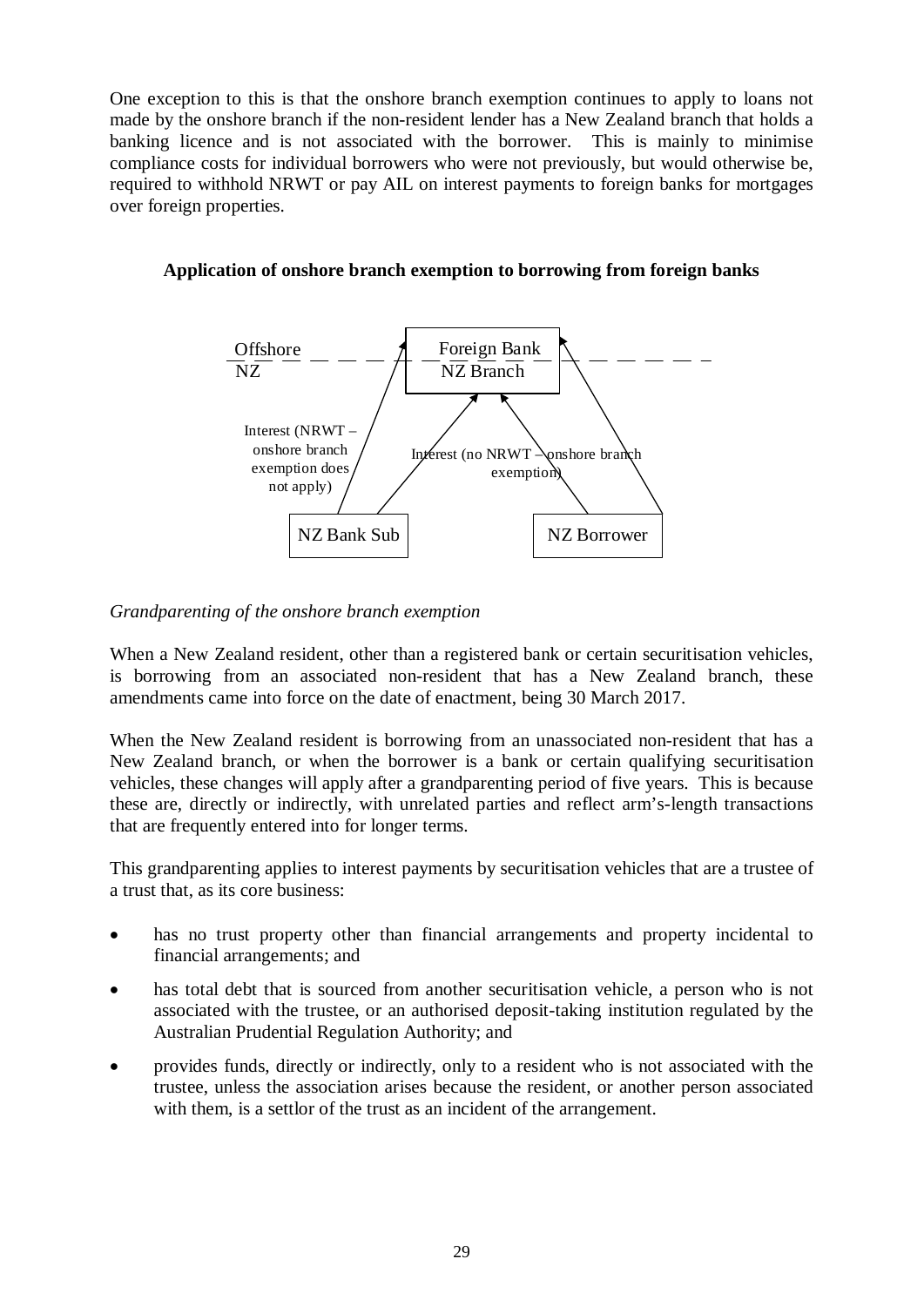One exception to this is that the onshore branch exemption continues to apply to loans not made by the onshore branch if the non-resident lender has a New Zealand branch that holds a banking licence and is not associated with the borrower. This is mainly to minimise compliance costs for individual borrowers who were not previously, but would otherwise be, required to withhold NRWT or pay AIL on interest payments to foreign banks for mortgages over foreign properties.

**Application of onshore branch exemption to borrowing from foreign banks**

Offshore
NZ

Foreign Bank
NZ Branch

Interest (NRWT – onshore branch exemption does not apply)

Interest (no NRWT – onshore branch exemption)

NZ Bank Sub

NZ Borrower

*Grandparenting of the onshore branch exemption*

When a New Zealand resident, other than a registered bank or certain securitisation vehicles, is borrowing from an associated non-resident that has a New Zealand branch, these amendments came into force on the date of enactment, being 30 March 2017.

When the New Zealand resident is borrowing from an unassociated non-resident that has a New Zealand branch, or when the borrower is a bank or certain qualifying securitisation vehicles, these changes will apply after a grandparenting period of five years. This is because these are, directly or indirectly, with unrelated parties and reflect arm's-length transactions that are frequently entered into for longer terms.

This grandparenting applies to interest payments by securitisation vehicles that are a trustee of a trust that, as its core business:

- has no trust property other than financial arrangements and property incidental to financial arrangements; and
- has total debt that is sourced from another securitisation vehicle, a person who is not associated with the trustee, or an authorised deposit-taking institution regulated by the Australian Prudential Regulation Authority; and
- provides funds, directly or indirectly, only to a resident who is not associated with the trustee, unless the association arises because the resident, or another person associated with them, is a settlor of the trust as an incident of the arrangement.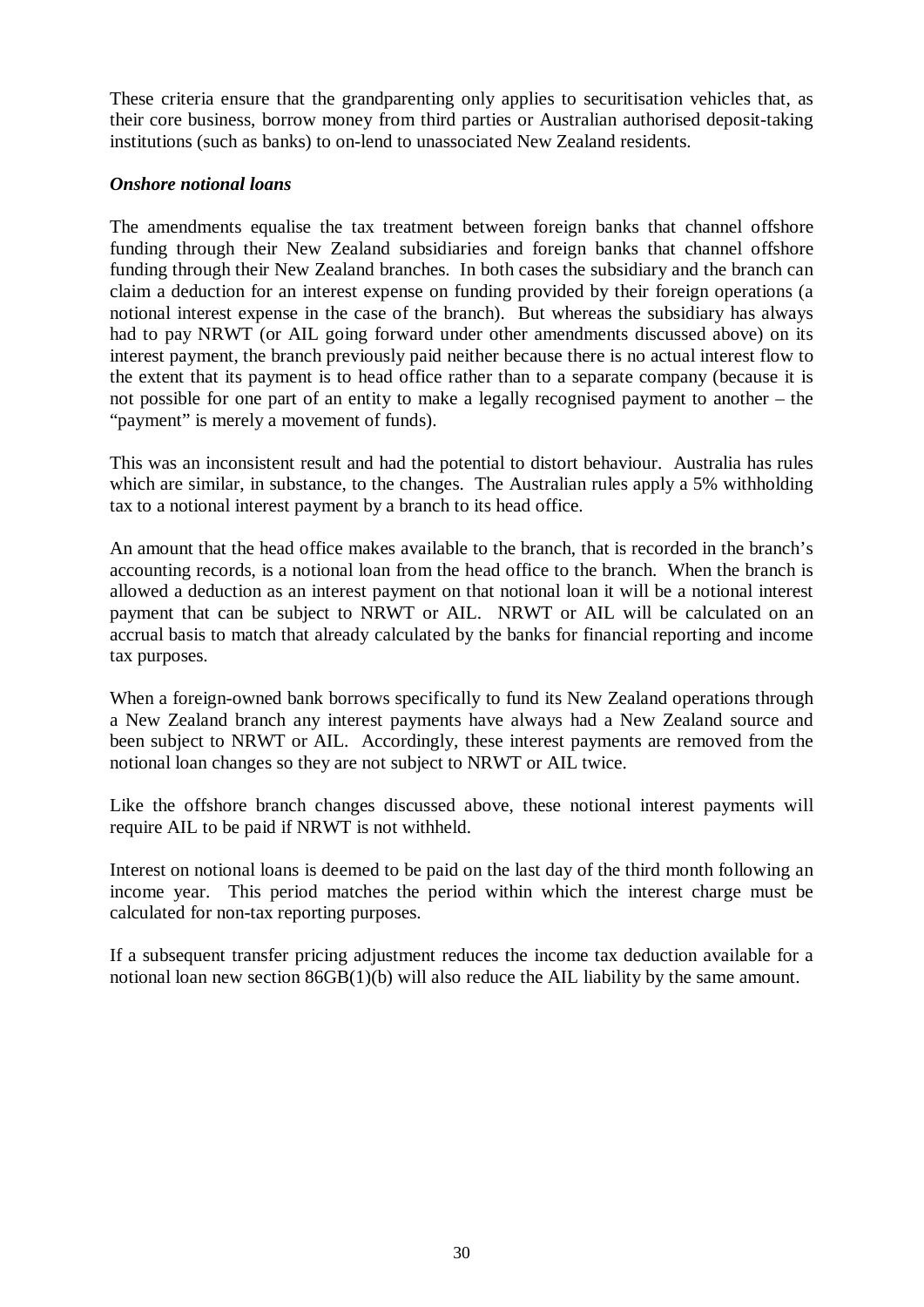These criteria ensure that the grandparenting only applies to securitisation vehicles that, as their core business, borrow money from third parties or Australian authorised deposit-taking institutions (such as banks) to on-lend to unassociated New Zealand residents.

***Onshore notional loans***

The amendments equalise the tax treatment between foreign banks that channel offshore funding through their New Zealand subsidiaries and foreign banks that channel offshore funding through their New Zealand branches. In both cases the subsidiary and the branch can claim a deduction for an interest expense on funding provided by their foreign operations (a notional interest expense in the case of the branch). But whereas the subsidiary has always had to pay NRWT (or AIL going forward under other amendments discussed above) on its interest payment, the branch previously paid neither because there is no actual interest flow to the extent that its payment is to head office rather than to a separate company (because it is not possible for one part of an entity to make a legally recognised payment to another – the "payment" is merely a movement of funds).

This was an inconsistent result and had the potential to distort behaviour. Australia has rules which are similar, in substance, to the changes. The Australian rules apply a 5% withholding tax to a notional interest payment by a branch to its head office.

An amount that the head office makes available to the branch, that is recorded in the branch's accounting records, is a notional loan from the head office to the branch. When the branch is allowed a deduction as an interest payment on that notional loan it will be a notional interest payment that can be subject to NRWT or AIL. NRWT or AIL will be calculated on an accrual basis to match that already calculated by the banks for financial reporting and income tax purposes.

When a foreign-owned bank borrows specifically to fund its New Zealand operations through a New Zealand branch any interest payments have always had a New Zealand source and been subject to NRWT or AIL. Accordingly, these interest payments are removed from the notional loan changes so they are not subject to NRWT or AIL twice.

Like the offshore branch changes discussed above, these notional interest payments will require AIL to be paid if NRWT is not withheld.

Interest on notional loans is deemed to be paid on the last day of the third month following an income year. This period matches the period within which the interest charge must be calculated for non-tax reporting purposes.

If a subsequent transfer pricing adjustment reduces the income tax deduction available for a notional loan new section 86GB(1)(b) will also reduce the AIL liability by the same amount.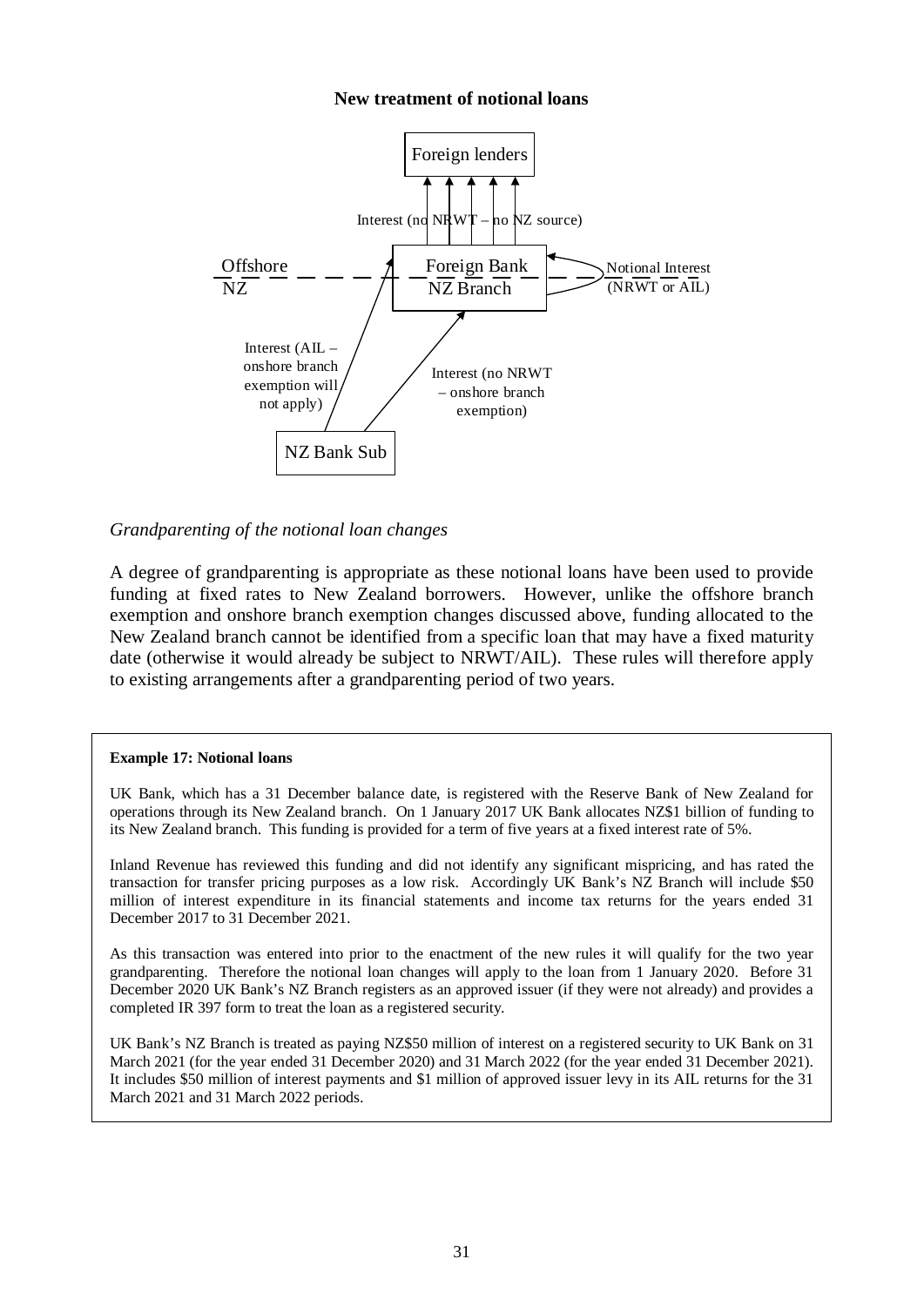**New treatment of notional loans**

Foreign lenders

Interest (no NRWT – no NZ source)

Offshore

NZ

Foreign Bank
NZ Branch

Notional Interest
(NRWT or AIL)

Interest (AIL – onshore branch exemption will not apply)

Interest (no NRWT – onshore branch exemption)

NZ Bank Sub

*Grandparenting of the notional loan changes*

A degree of grandparenting is appropriate as these notional loans have been used to provide funding at fixed rates to New Zealand borrowers. However, unlike the offshore branch exemption and onshore branch exemption changes discussed above, funding allocated to the New Zealand branch cannot be identified from a specific loan that may have a fixed maturity date (otherwise it would already be subject to NRWT/AIL). These rules will therefore apply to existing arrangements after a grandparenting period of two years.

> **Example 17: Notional loans**
>
> UK Bank, which has a 31 December balance date, is registered with the Reserve Bank of New Zealand for operations through its New Zealand branch. On 1 January 2017 UK Bank allocates NZ$1 billion of funding to its New Zealand branch. This funding is provided for a term of five years at a fixed interest rate of 5%.
>
> Inland Revenue has reviewed this funding and did not identify any significant mispricing, and has rated the transaction for transfer pricing purposes as a low risk. Accordingly UK Bank's NZ Branch will include $50 million of interest expenditure in its financial statements and income tax returns for the years ended 31 December 2017 to 31 December 2021.
>
> As this transaction was entered into prior to the enactment of the new rules it will qualify for the two year grandparenting. Therefore the notional loan changes will apply to the loan from 1 January 2020. Before 31 December 2020 UK Bank's NZ Branch registers as an approved issuer (if they were not already) and provides a completed IR 397 form to treat the loan as a registered security.
>
> UK Bank's NZ Branch is treated as paying NZ$50 million of interest on a registered security to UK Bank on 31 March 2021 (for the year ended 31 December 2020) and 31 March 2022 (for the year ended 31 December 2021). It includes $50 million of interest payments and $1 million of approved issuer levy in its AIL returns for the 31 March 2021 and 31 March 2022 periods.